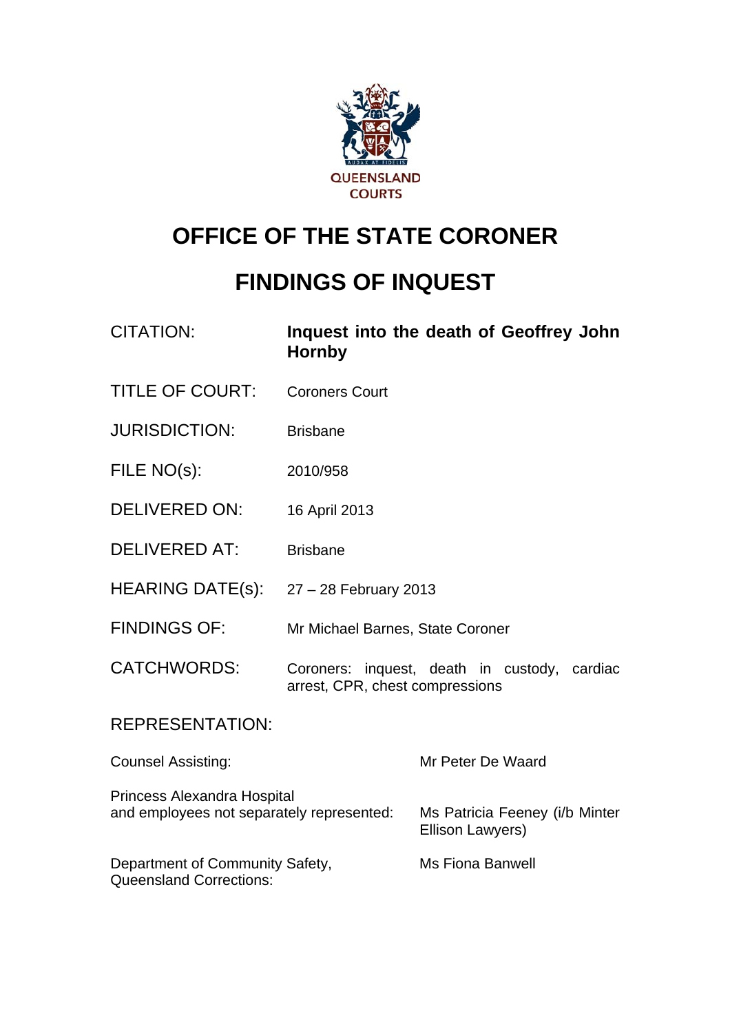QUEENSLAND COURTS

# OFFICE OF THE STATE CORONER

# FINDINGS OF INQUEST

| | |
|---|---|
| CITATION: | **Inquest into the death of Geoffrey John Hornby** |
| TITLE OF COURT: | Coroners Court |
| JURISDICTION: | Brisbane |
| FILE NO(s): | 2010/958 |
| DELIVERED ON: | 16 April 2013 |
| DELIVERED AT: | Brisbane |
| HEARING DATE(s): | 27 – 28 February 2013 |
| FINDINGS OF: | Mr Michael Barnes, State Coroner |
| CATCHWORDS: | Coroners: inquest, death in custody, cardiac arrest, CPR, chest compressions |

REPRESENTATION:

| | |
|---|---|
| Counsel Assisting: | Mr Peter De Waard |
| Princess Alexandra Hospital and employees not separately represented: | Ms Patricia Feeney (i/b Minter Ellison Lawyers) |
| Department of Community Safety, Queensland Corrections: | Ms Fiona Banwell |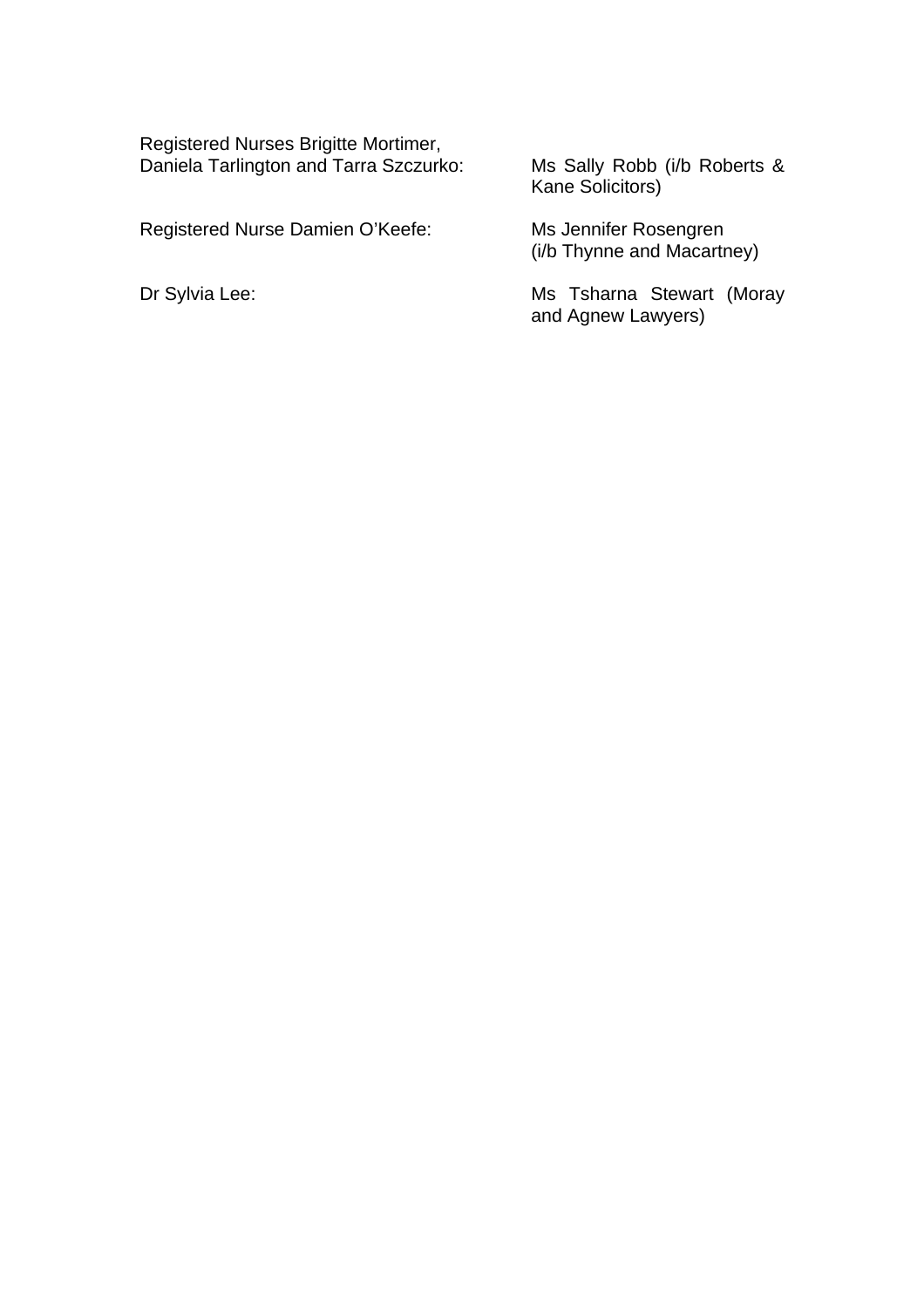| | |
|---|---|
| Registered Nurses Brigitte Mortimer, Daniela Tarlington and Tarra Szczurko: | Ms Sally Robb (i/b Roberts & Kane Solicitors) |
| Registered Nurse Damien O'Keefe: | Ms Jennifer Rosengren (i/b Thynne and Macartney) |
| Dr Sylvia Lee: | Ms Tsharna Stewart (Moray and Agnew Lawyers) |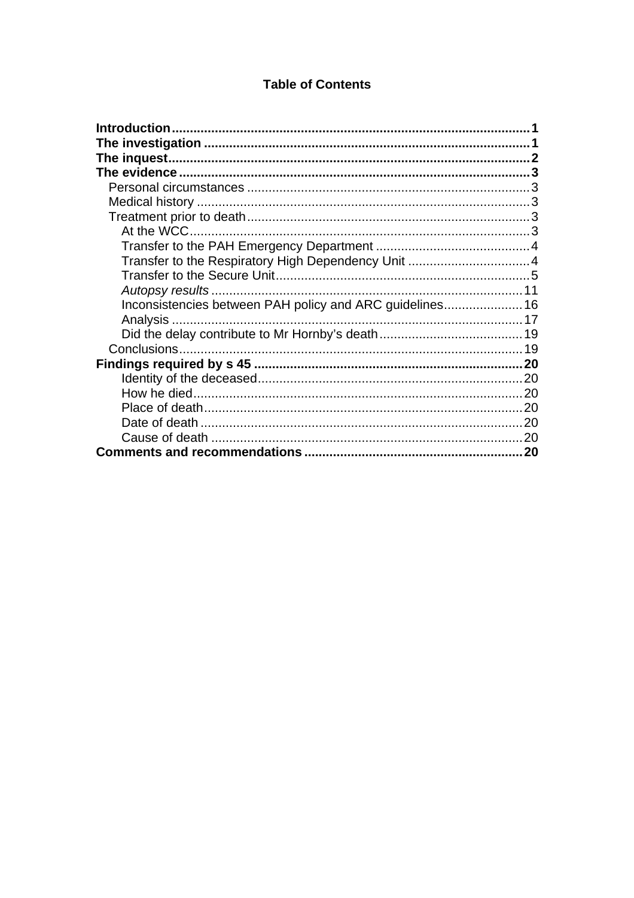# Table of Contents

- **Introduction** .......... 1
- **The investigation** .......... 1
- **The inquest** .......... 2
- **The evidence** .......... 3
  - Personal circumstances .......... 3
  - Medical history .......... 3
  - Treatment prior to death .......... 3
    - At the WCC .......... 3
    - Transfer to the PAH Emergency Department .......... 4
    - Transfer to the Respiratory High Dependency Unit .......... 4
    - Transfer to the Secure Unit .......... 5
    - *Autopsy results* .......... 11
    - Inconsistencies between PAH policy and ARC guidelines .......... 16
    - Analysis .......... 17
    - Did the delay contribute to Mr Hornby's death .......... 19
  - Conclusions .......... 19
- **Findings required by s 45** .......... 20
    - Identity of the deceased .......... 20
    - How he died .......... 20
    - Place of death .......... 20
    - Date of death .......... 20
    - Cause of death .......... 20
- **Comments and recommendations** .......... 20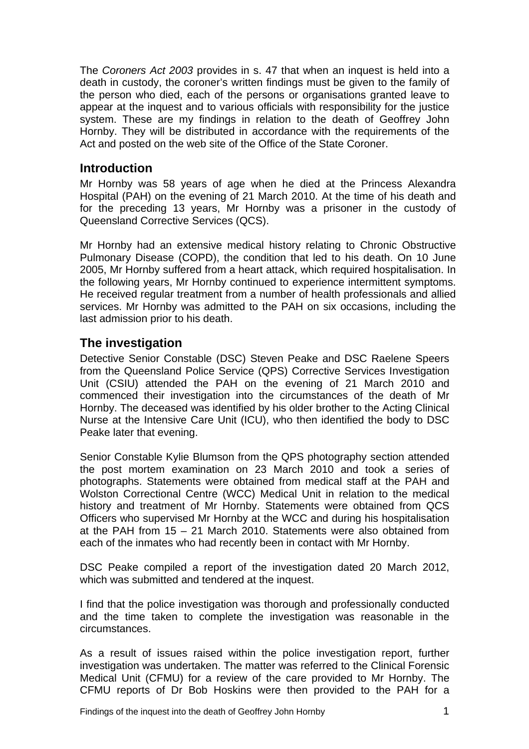The *Coroners Act 2003* provides in s. 47 that when an inquest is held into a death in custody, the coroner's written findings must be given to the family of the person who died, each of the persons or organisations granted leave to appear at the inquest and to various officials with responsibility for the justice system. These are my findings in relation to the death of Geoffrey John Hornby. They will be distributed in accordance with the requirements of the Act and posted on the web site of the Office of the State Coroner.

## Introduction

Mr Hornby was 58 years of age when he died at the Princess Alexandra Hospital (PAH) on the evening of 21 March 2010. At the time of his death and for the preceding 13 years, Mr Hornby was a prisoner in the custody of Queensland Corrective Services (QCS).

Mr Hornby had an extensive medical history relating to Chronic Obstructive Pulmonary Disease (COPD), the condition that led to his death. On 10 June 2005, Mr Hornby suffered from a heart attack, which required hospitalisation. In the following years, Mr Hornby continued to experience intermittent symptoms. He received regular treatment from a number of health professionals and allied services. Mr Hornby was admitted to the PAH on six occasions, including the last admission prior to his death.

## The investigation

Detective Senior Constable (DSC) Steven Peake and DSC Raelene Speers from the Queensland Police Service (QPS) Corrective Services Investigation Unit (CSIU) attended the PAH on the evening of 21 March 2010 and commenced their investigation into the circumstances of the death of Mr Hornby. The deceased was identified by his older brother to the Acting Clinical Nurse at the Intensive Care Unit (ICU), who then identified the body to DSC Peake later that evening.

Senior Constable Kylie Blumson from the QPS photography section attended the post mortem examination on 23 March 2010 and took a series of photographs. Statements were obtained from medical staff at the PAH and Wolston Correctional Centre (WCC) Medical Unit in relation to the medical history and treatment of Mr Hornby. Statements were obtained from QCS Officers who supervised Mr Hornby at the WCC and during his hospitalisation at the PAH from 15 – 21 March 2010. Statements were also obtained from each of the inmates who had recently been in contact with Mr Hornby.

DSC Peake compiled a report of the investigation dated 20 March 2012, which was submitted and tendered at the inquest.

I find that the police investigation was thorough and professionally conducted and the time taken to complete the investigation was reasonable in the circumstances.

As a result of issues raised within the police investigation report, further investigation was undertaken. The matter was referred to the Clinical Forensic Medical Unit (CFMU) for a review of the care provided to Mr Hornby. The CFMU reports of Dr Bob Hoskins were then provided to the PAH for a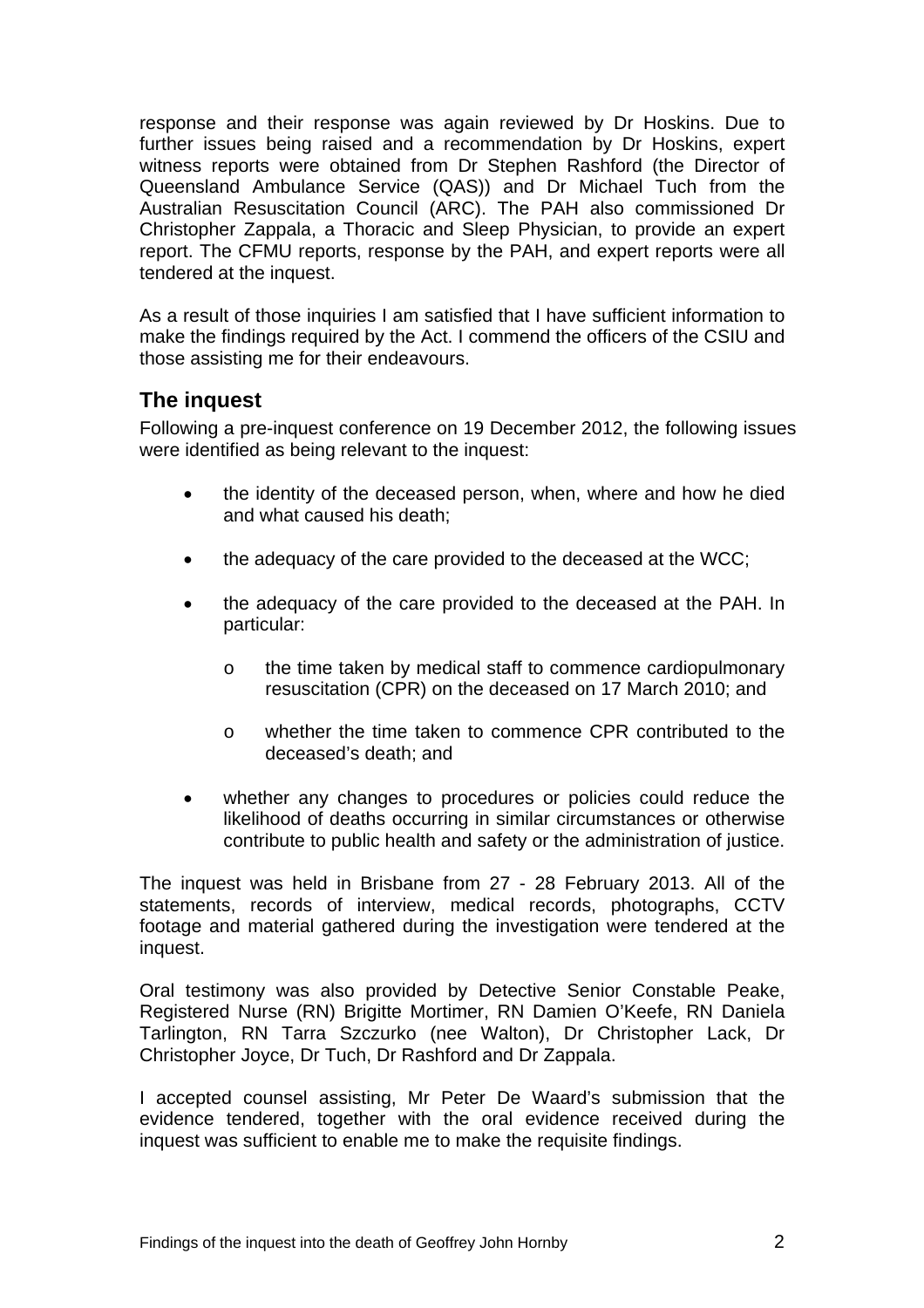response and their response was again reviewed by Dr Hoskins. Due to further issues being raised and a recommendation by Dr Hoskins, expert witness reports were obtained from Dr Stephen Rashford (the Director of Queensland Ambulance Service (QAS)) and Dr Michael Tuch from the Australian Resuscitation Council (ARC). The PAH also commissioned Dr Christopher Zappala, a Thoracic and Sleep Physician, to provide an expert report. The CFMU reports, response by the PAH, and expert reports were all tendered at the inquest.

As a result of those inquiries I am satisfied that I have sufficient information to make the findings required by the Act. I commend the officers of the CSIU and those assisting me for their endeavours.

## The inquest

Following a pre-inquest conference on 19 December 2012, the following issues were identified as being relevant to the inquest:

- the identity of the deceased person, when, where and how he died and what caused his death;
- the adequacy of the care provided to the deceased at the WCC;
- the adequacy of the care provided to the deceased at the PAH. In particular:
  - the time taken by medical staff to commence cardiopulmonary resuscitation (CPR) on the deceased on 17 March 2010; and
  - whether the time taken to commence CPR contributed to the deceased's death; and
- whether any changes to procedures or policies could reduce the likelihood of deaths occurring in similar circumstances or otherwise contribute to public health and safety or the administration of justice.

The inquest was held in Brisbane from 27 - 28 February 2013. All of the statements, records of interview, medical records, photographs, CCTV footage and material gathered during the investigation were tendered at the inquest.

Oral testimony was also provided by Detective Senior Constable Peake, Registered Nurse (RN) Brigitte Mortimer, RN Damien O'Keefe, RN Daniela Tarlington, RN Tarra Szczurko (nee Walton), Dr Christopher Lack, Dr Christopher Joyce, Dr Tuch, Dr Rashford and Dr Zappala.

I accepted counsel assisting, Mr Peter De Waard's submission that the evidence tendered, together with the oral evidence received during the inquest was sufficient to enable me to make the requisite findings.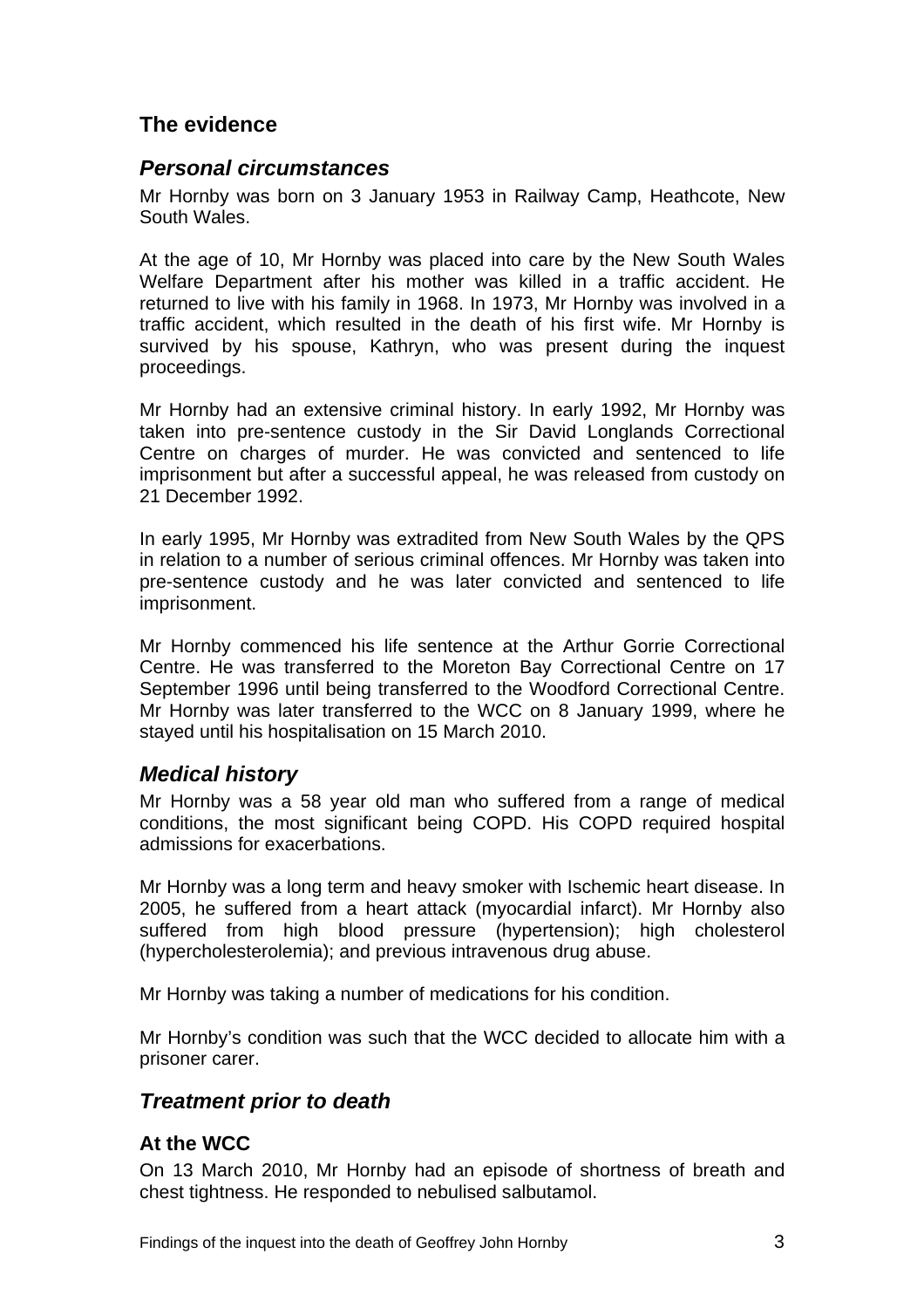## The evidence

### *Personal circumstances*

Mr Hornby was born on 3 January 1953 in Railway Camp, Heathcote, New South Wales.

At the age of 10, Mr Hornby was placed into care by the New South Wales Welfare Department after his mother was killed in a traffic accident. He returned to live with his family in 1968. In 1973, Mr Hornby was involved in a traffic accident, which resulted in the death of his first wife. Mr Hornby is survived by his spouse, Kathryn, who was present during the inquest proceedings.

Mr Hornby had an extensive criminal history. In early 1992, Mr Hornby was taken into pre-sentence custody in the Sir David Longlands Correctional Centre on charges of murder. He was convicted and sentenced to life imprisonment but after a successful appeal, he was released from custody on 21 December 1992.

In early 1995, Mr Hornby was extradited from New South Wales by the QPS in relation to a number of serious criminal offences. Mr Hornby was taken into pre-sentence custody and he was later convicted and sentenced to life imprisonment.

Mr Hornby commenced his life sentence at the Arthur Gorrie Correctional Centre. He was transferred to the Moreton Bay Correctional Centre on 17 September 1996 until being transferred to the Woodford Correctional Centre. Mr Hornby was later transferred to the WCC on 8 January 1999, where he stayed until his hospitalisation on 15 March 2010.

### *Medical history*

Mr Hornby was a 58 year old man who suffered from a range of medical conditions, the most significant being COPD. His COPD required hospital admissions for exacerbations.

Mr Hornby was a long term and heavy smoker with Ischemic heart disease. In 2005, he suffered from a heart attack (myocardial infarct). Mr Hornby also suffered from high blood pressure (hypertension); high cholesterol (hypercholesterolemia); and previous intravenous drug abuse.

Mr Hornby was taking a number of medications for his condition.

Mr Hornby's condition was such that the WCC decided to allocate him with a prisoner carer.

### *Treatment prior to death*

#### At the WCC

On 13 March 2010, Mr Hornby had an episode of shortness of breath and chest tightness. He responded to nebulised salbutamol.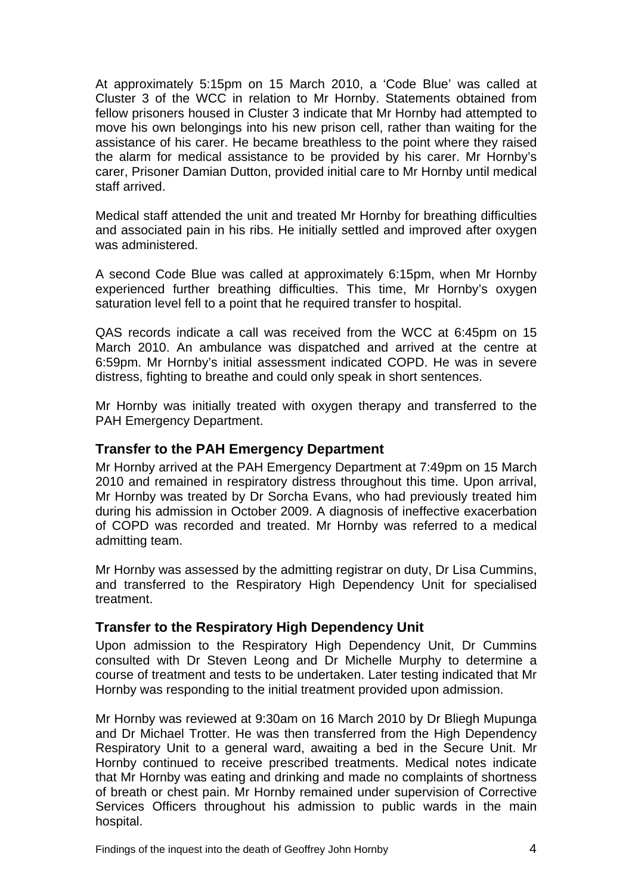At approximately 5:15pm on 15 March 2010, a 'Code Blue' was called at Cluster 3 of the WCC in relation to Mr Hornby. Statements obtained from fellow prisoners housed in Cluster 3 indicate that Mr Hornby had attempted to move his own belongings into his new prison cell, rather than waiting for the assistance of his carer. He became breathless to the point where they raised the alarm for medical assistance to be provided by his carer. Mr Hornby's carer, Prisoner Damian Dutton, provided initial care to Mr Hornby until medical staff arrived.

Medical staff attended the unit and treated Mr Hornby for breathing difficulties and associated pain in his ribs. He initially settled and improved after oxygen was administered.

A second Code Blue was called at approximately 6:15pm, when Mr Hornby experienced further breathing difficulties. This time, Mr Hornby's oxygen saturation level fell to a point that he required transfer to hospital.

QAS records indicate a call was received from the WCC at 6:45pm on 15 March 2010. An ambulance was dispatched and arrived at the centre at 6:59pm. Mr Hornby's initial assessment indicated COPD. He was in severe distress, fighting to breathe and could only speak in short sentences.

Mr Hornby was initially treated with oxygen therapy and transferred to the PAH Emergency Department.

## Transfer to the PAH Emergency Department

Mr Hornby arrived at the PAH Emergency Department at 7:49pm on 15 March 2010 and remained in respiratory distress throughout this time. Upon arrival, Mr Hornby was treated by Dr Sorcha Evans, who had previously treated him during his admission in October 2009. A diagnosis of ineffective exacerbation of COPD was recorded and treated. Mr Hornby was referred to a medical admitting team.

Mr Hornby was assessed by the admitting registrar on duty, Dr Lisa Cummins, and transferred to the Respiratory High Dependency Unit for specialised treatment.

## Transfer to the Respiratory High Dependency Unit

Upon admission to the Respiratory High Dependency Unit, Dr Cummins consulted with Dr Steven Leong and Dr Michelle Murphy to determine a course of treatment and tests to be undertaken. Later testing indicated that Mr Hornby was responding to the initial treatment provided upon admission.

Mr Hornby was reviewed at 9:30am on 16 March 2010 by Dr Bliegh Mupunga and Dr Michael Trotter. He was then transferred from the High Dependency Respiratory Unit to a general ward, awaiting a bed in the Secure Unit. Mr Hornby continued to receive prescribed treatments. Medical notes indicate that Mr Hornby was eating and drinking and made no complaints of shortness of breath or chest pain. Mr Hornby remained under supervision of Corrective Services Officers throughout his admission to public wards in the main hospital.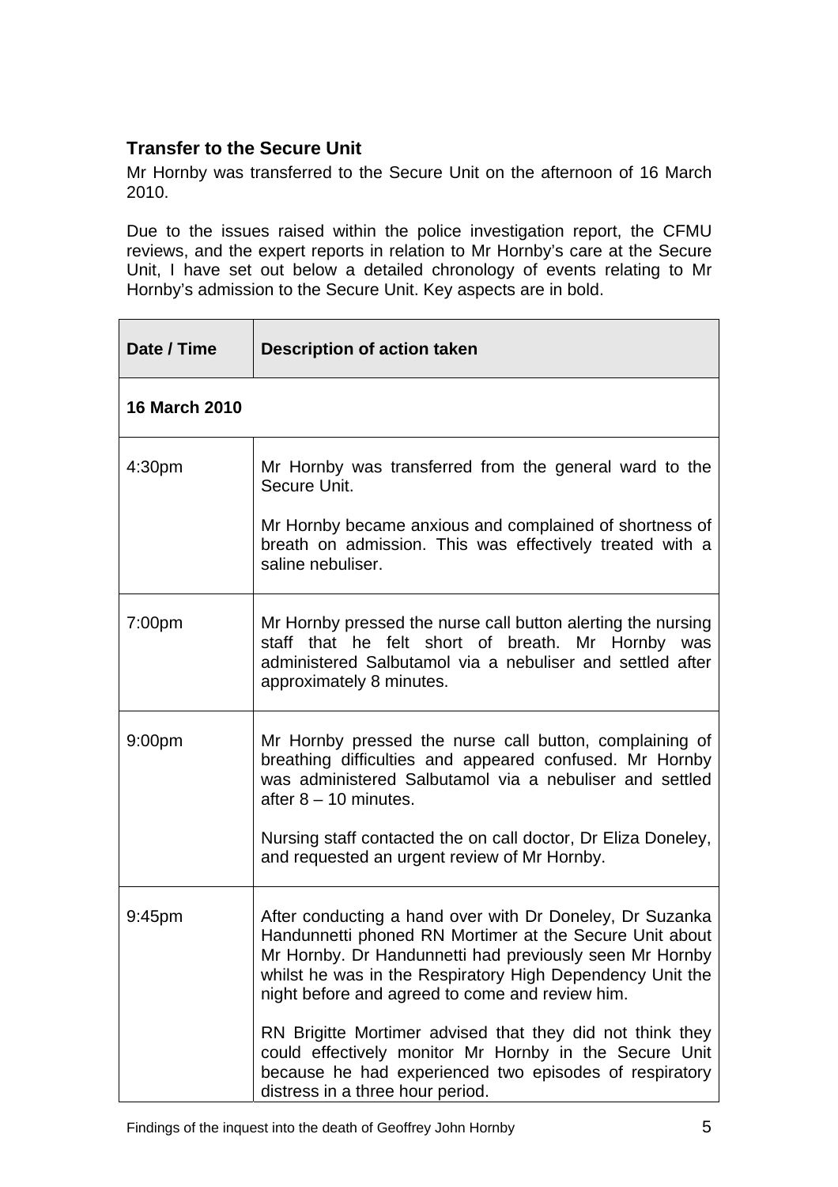### Transfer to the Secure Unit

Mr Hornby was transferred to the Secure Unit on the afternoon of 16 March 2010.

Due to the issues raised within the police investigation report, the CFMU reviews, and the expert reports in relation to Mr Hornby's care at the Secure Unit, I have set out below a detailed chronology of events relating to Mr Hornby's admission to the Secure Unit. Key aspects are in bold.

| Date / Time | Description of action taken |
|---|---|
| **16 March 2010** | |
| 4:30pm | Mr Hornby was transferred from the general ward to the Secure Unit.<br><br>Mr Hornby became anxious and complained of shortness of breath on admission. This was effectively treated with a saline nebuliser. |
| 7:00pm | Mr Hornby pressed the nurse call button alerting the nursing staff that he felt short of breath. Mr Hornby was administered Salbutamol via a nebuliser and settled after approximately 8 minutes. |
| 9:00pm | Mr Hornby pressed the nurse call button, complaining of breathing difficulties and appeared confused. Mr Hornby was administered Salbutamol via a nebuliser and settled after 8 – 10 minutes.<br><br>Nursing staff contacted the on call doctor, Dr Eliza Doneley, and requested an urgent review of Mr Hornby. |
| 9:45pm | After conducting a hand over with Dr Doneley, Dr Suzanka Handunnetti phoned RN Mortimer at the Secure Unit about Mr Hornby. Dr Handunnetti had previously seen Mr Hornby whilst he was in the Respiratory High Dependency Unit the night before and agreed to come and review him.<br><br>RN Brigitte Mortimer advised that they did not think they could effectively monitor Mr Hornby in the Secure Unit because he had experienced two episodes of respiratory distress in a three hour period. |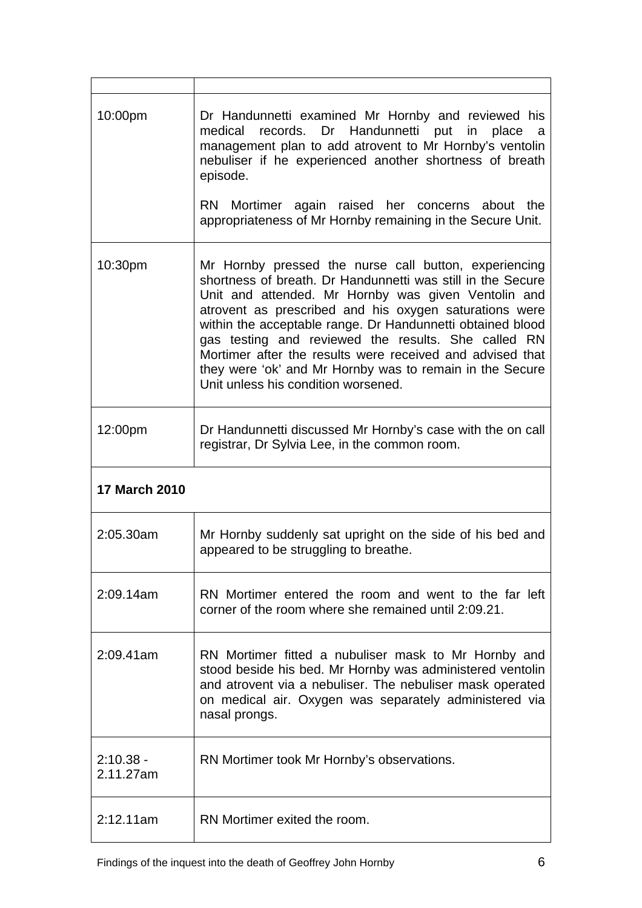| | |
|---|---|
| 10:00pm | Dr Handunnetti examined Mr Hornby and reviewed his medical records. Dr Handunnetti put in place a management plan to add atrovent to Mr Hornby's ventolin nebuliser if he experienced another shortness of breath episode.<br><br>RN Mortimer again raised her concerns about the appropriateness of Mr Hornby remaining in the Secure Unit. |
| 10:30pm | Mr Hornby pressed the nurse call button, experiencing shortness of breath. Dr Handunnetti was still in the Secure Unit and attended. Mr Hornby was given Ventolin and atrovent as prescribed and his oxygen saturations were within the acceptable range. Dr Handunnetti obtained blood gas testing and reviewed the results. She called RN Mortimer after the results were received and advised that they were 'ok' and Mr Hornby was to remain in the Secure Unit unless his condition worsened. |
| 12:00pm | Dr Handunnetti discussed Mr Hornby's case with the on call registrar, Dr Sylvia Lee, in the common room. |
| **17 March 2010** | |
| 2:05.30am | Mr Hornby suddenly sat upright on the side of his bed and appeared to be struggling to breathe. |
| 2:09.14am | RN Mortimer entered the room and went to the far left corner of the room where she remained until 2:09.21. |
| 2:09.41am | RN Mortimer fitted a nubuliser mask to Mr Hornby and stood beside his bed. Mr Hornby was administered ventolin and atrovent via a nebuliser. The nebuliser mask operated on medical air. Oxygen was separately administered via nasal prongs. |
| 2:10.38 - 2.11.27am | RN Mortimer took Mr Hornby's observations. |
| 2:12.11am | RN Mortimer exited the room. |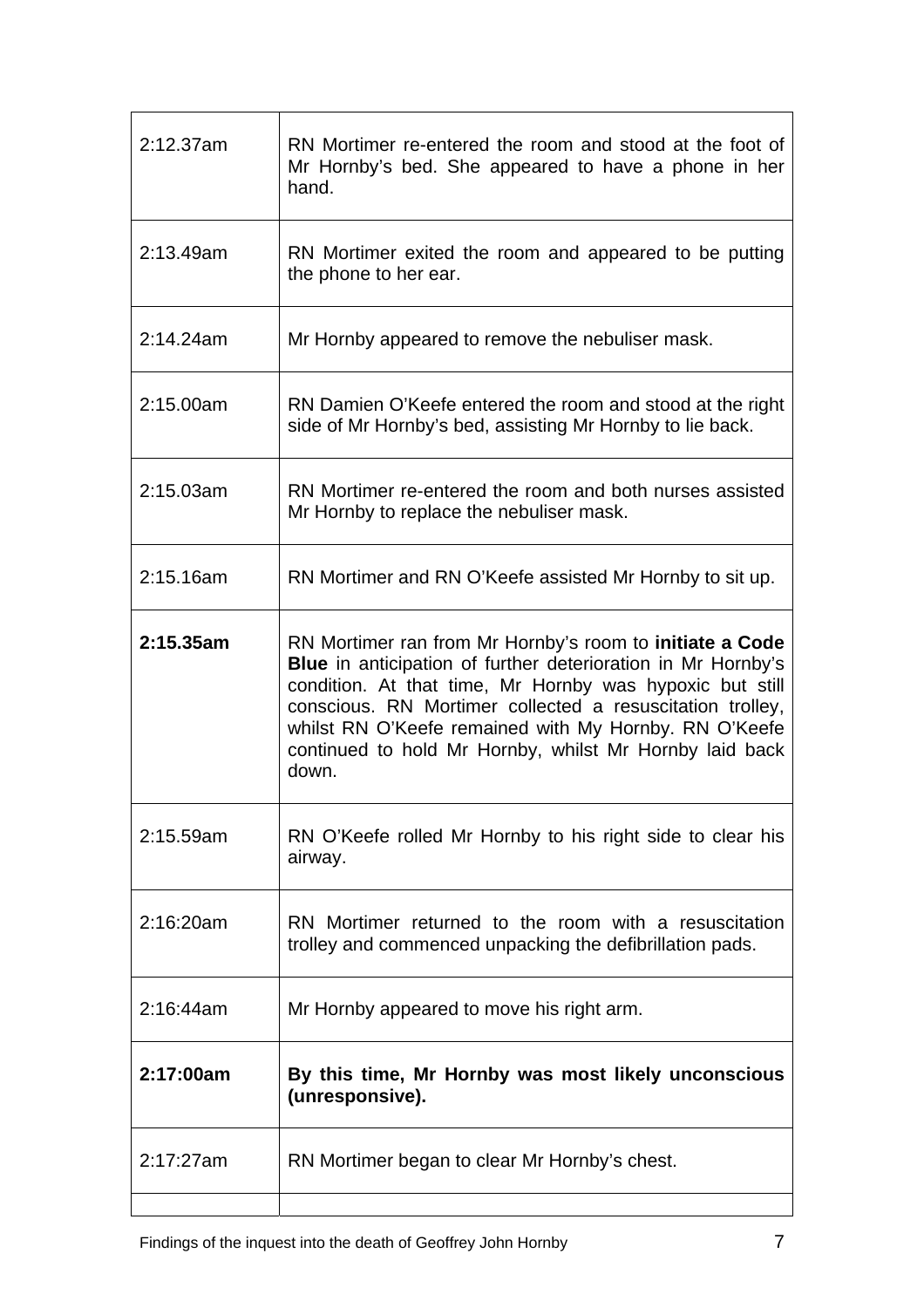| | |
|---|---|
| 2:12.37am | RN Mortimer re-entered the room and stood at the foot of Mr Hornby's bed. She appeared to have a phone in her hand. |
| 2:13.49am | RN Mortimer exited the room and appeared to be putting the phone to her ear. |
| 2:14.24am | Mr Hornby appeared to remove the nebuliser mask. |
| 2:15.00am | RN Damien O'Keefe entered the room and stood at the right side of Mr Hornby's bed, assisting Mr Hornby to lie back. |
| 2:15.03am | RN Mortimer re-entered the room and both nurses assisted Mr Hornby to replace the nebuliser mask. |
| 2:15.16am | RN Mortimer and RN O'Keefe assisted Mr Hornby to sit up. |
| **2:15.35am** | RN Mortimer ran from Mr Hornby's room to **initiate a Code Blue** in anticipation of further deterioration in Mr Hornby's condition. At that time, Mr Hornby was hypoxic but still conscious. RN Mortimer collected a resuscitation trolley, whilst RN O'Keefe remained with My Hornby. RN O'Keefe continued to hold Mr Hornby, whilst Mr Hornby laid back down. |
| 2:15.59am | RN O'Keefe rolled Mr Hornby to his right side to clear his airway. |
| 2:16:20am | RN Mortimer returned to the room with a resuscitation trolley and commenced unpacking the defibrillation pads. |
| 2:16:44am | Mr Hornby appeared to move his right arm. |
| **2:17:00am** | **By this time, Mr Hornby was most likely unconscious (unresponsive).** |
| 2:17:27am | RN Mortimer began to clear Mr Hornby's chest. |
| | |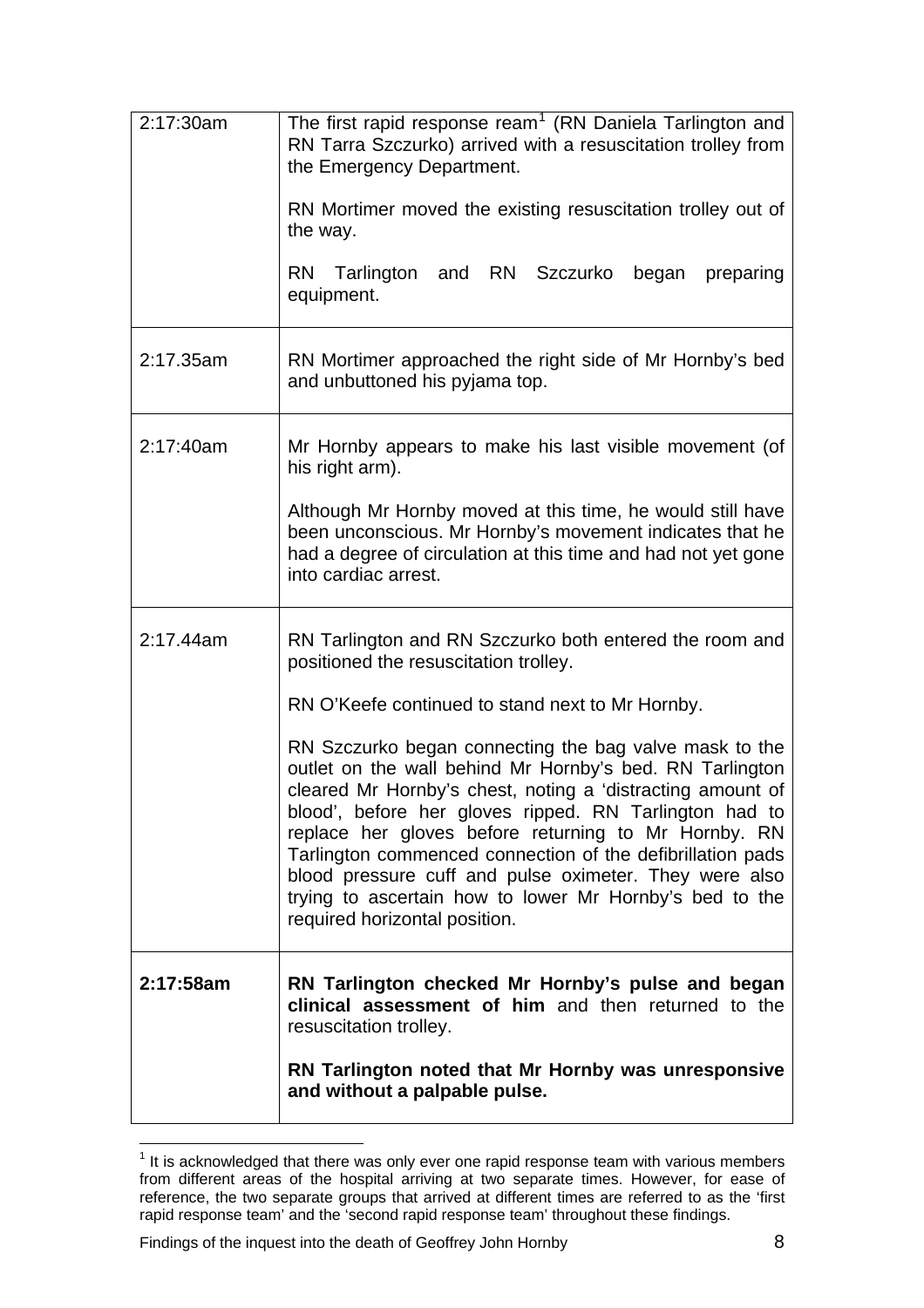| | |
|---|---|
| 2:17:30am | The first rapid response ream[1] (RN Daniela Tarlington and RN Tarra Szczurko) arrived with a resuscitation trolley from the Emergency Department.<br><br>RN Mortimer moved the existing resuscitation trolley out of the way.<br><br>RN Tarlington and RN Szczurko began preparing equipment. |
| 2:17.35am | RN Mortimer approached the right side of Mr Hornby's bed and unbuttoned his pyjama top. |
| 2:17:40am | Mr Hornby appears to make his last visible movement (of his right arm).<br><br>Although Mr Hornby moved at this time, he would still have been unconscious. Mr Hornby's movement indicates that he had a degree of circulation at this time and had not yet gone into cardiac arrest. |
| 2:17.44am | RN Tarlington and RN Szczurko both entered the room and positioned the resuscitation trolley.<br><br>RN O'Keefe continued to stand next to Mr Hornby.<br><br>RN Szczurko began connecting the bag valve mask to the outlet on the wall behind Mr Hornby's bed. RN Tarlington cleared Mr Hornby's chest, noting a 'distracting amount of blood', before her gloves ripped. RN Tarlington had to replace her gloves before returning to Mr Hornby. RN Tarlington commenced connection of the defibrillation pads blood pressure cuff and pulse oximeter. They were also trying to ascertain how to lower Mr Hornby's bed to the required horizontal position. |
| **2:17:58am** | **RN Tarlington checked Mr Hornby's pulse and began clinical assessment of him** and then returned to the resuscitation trolley.<br><br>**RN Tarlington noted that Mr Hornby was unresponsive and without a palpable pulse.** |

[1] It is acknowledged that there was only ever one rapid response team with various members from different areas of the hospital arriving at two separate times. However, for ease of reference, the two separate groups that arrived at different times are referred to as the 'first rapid response team' and the 'second rapid response team' throughout these findings.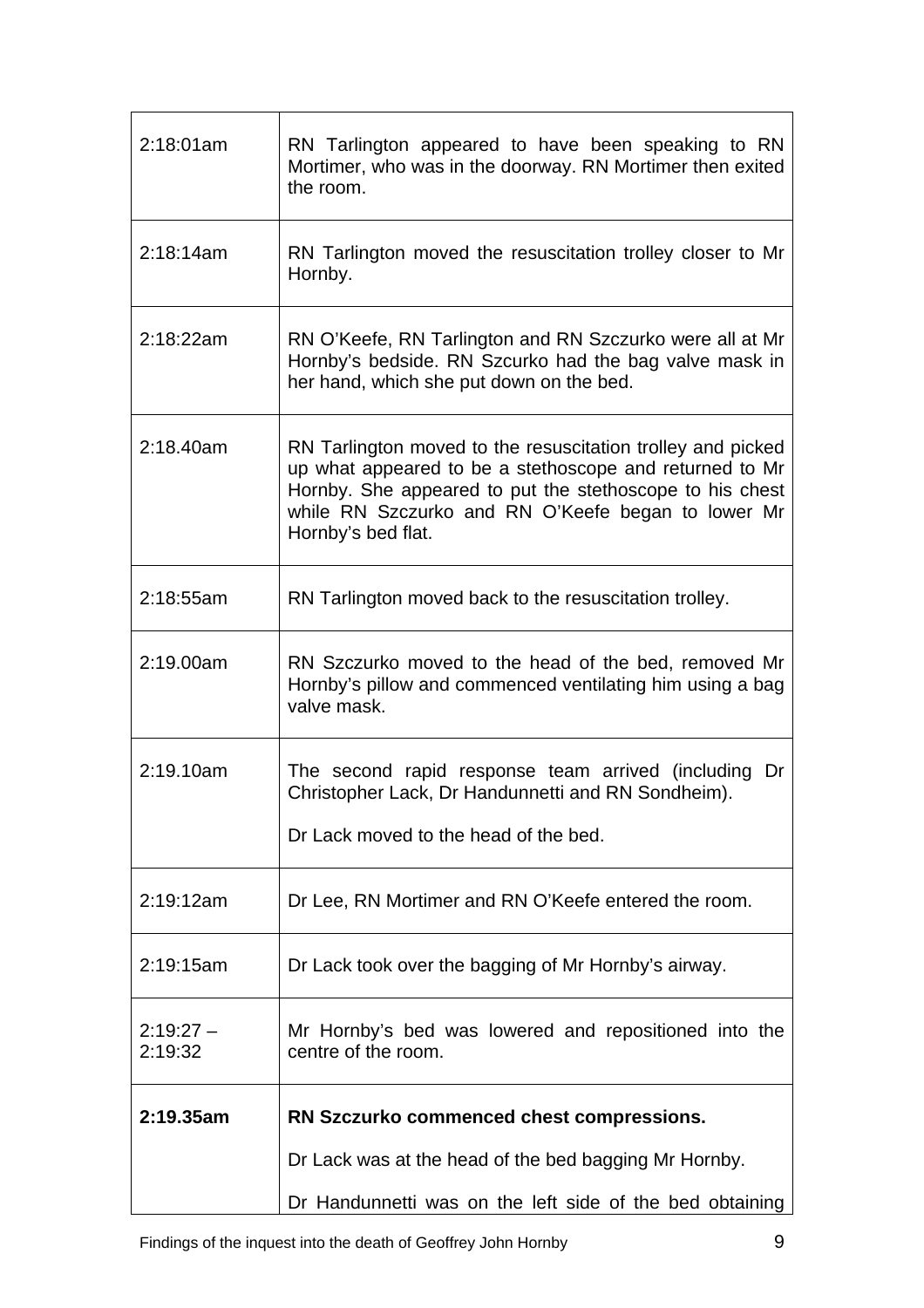| | |
|---|---|
| 2:18:01am | RN Tarlington appeared to have been speaking to RN Mortimer, who was in the doorway. RN Mortimer then exited the room. |
| 2:18:14am | RN Tarlington moved the resuscitation trolley closer to Mr Hornby. |
| 2:18:22am | RN O'Keefe, RN Tarlington and RN Szczurko were all at Mr Hornby's bedside. RN Szcurko had the bag valve mask in her hand, which she put down on the bed. |
| 2:18.40am | RN Tarlington moved to the resuscitation trolley and picked up what appeared to be a stethoscope and returned to Mr Hornby. She appeared to put the stethoscope to his chest while RN Szczurko and RN O'Keefe began to lower Mr Hornby's bed flat. |
| 2:18:55am | RN Tarlington moved back to the resuscitation trolley. |
| 2:19.00am | RN Szczurko moved to the head of the bed, removed Mr Hornby's pillow and commenced ventilating him using a bag valve mask. |
| 2:19.10am | The second rapid response team arrived (including Dr Christopher Lack, Dr Handunnetti and RN Sondheim).<br><br>Dr Lack moved to the head of the bed. |
| 2:19:12am | Dr Lee, RN Mortimer and RN O'Keefe entered the room. |
| 2:19:15am | Dr Lack took over the bagging of Mr Hornby's airway. |
| 2:19:27 – 2:19:32 | Mr Hornby's bed was lowered and repositioned into the centre of the room. |
| **2:19.35am** | **RN Szczurko commenced chest compressions.**<br><br>Dr Lack was at the head of the bed bagging Mr Hornby.<br><br>Dr Handunnetti was on the left side of the bed obtaining |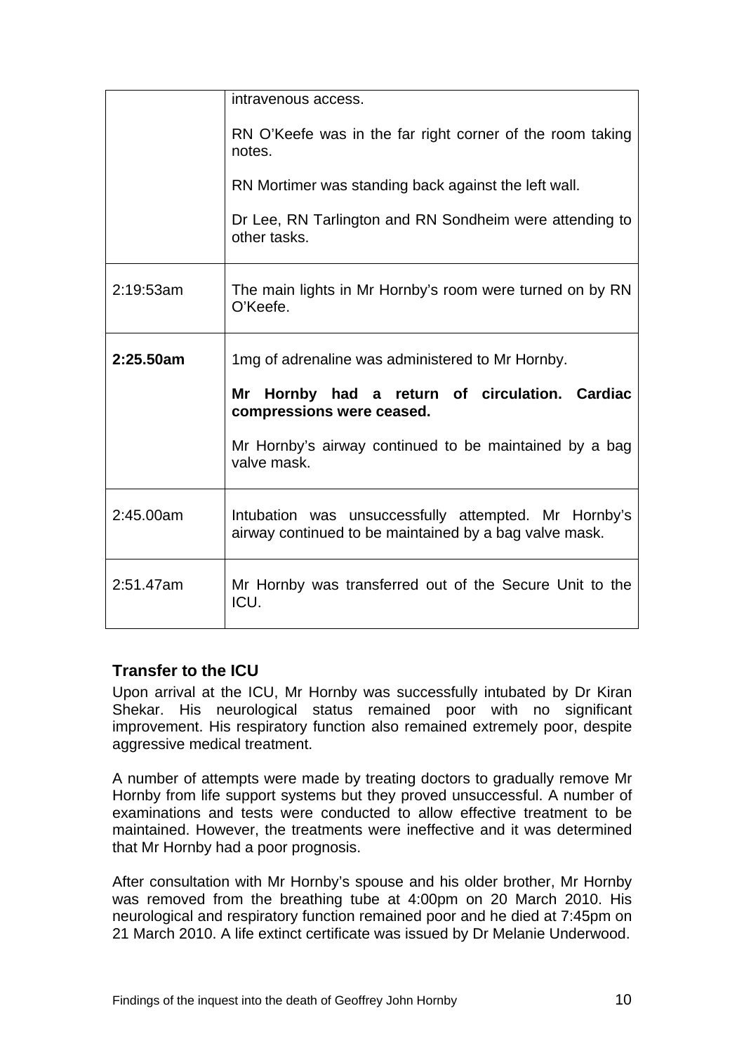| | |
|---|---|
| | intravenous access.<br><br>RN O'Keefe was in the far right corner of the room taking notes.<br><br>RN Mortimer was standing back against the left wall.<br><br>Dr Lee, RN Tarlington and RN Sondheim were attending to other tasks. |
| 2:19:53am | The main lights in Mr Hornby's room were turned on by RN O'Keefe. |
| **2:25.50am** | 1mg of adrenaline was administered to Mr Hornby.<br><br>**Mr Hornby had a return of circulation. Cardiac compressions were ceased.**<br><br>Mr Hornby's airway continued to be maintained by a bag valve mask. |
| 2:45.00am | Intubation was unsuccessfully attempted. Mr Hornby's airway continued to be maintained by a bag valve mask. |
| 2:51.47am | Mr Hornby was transferred out of the Secure Unit to the ICU. |

### Transfer to the ICU

Upon arrival at the ICU, Mr Hornby was successfully intubated by Dr Kiran Shekar. His neurological status remained poor with no significant improvement. His respiratory function also remained extremely poor, despite aggressive medical treatment.

A number of attempts were made by treating doctors to gradually remove Mr Hornby from life support systems but they proved unsuccessful. A number of examinations and tests were conducted to allow effective treatment to be maintained. However, the treatments were ineffective and it was determined that Mr Hornby had a poor prognosis.

After consultation with Mr Hornby's spouse and his older brother, Mr Hornby was removed from the breathing tube at 4:00pm on 20 March 2010. His neurological and respiratory function remained poor and he died at 7:45pm on 21 March 2010. A life extinct certificate was issued by Dr Melanie Underwood.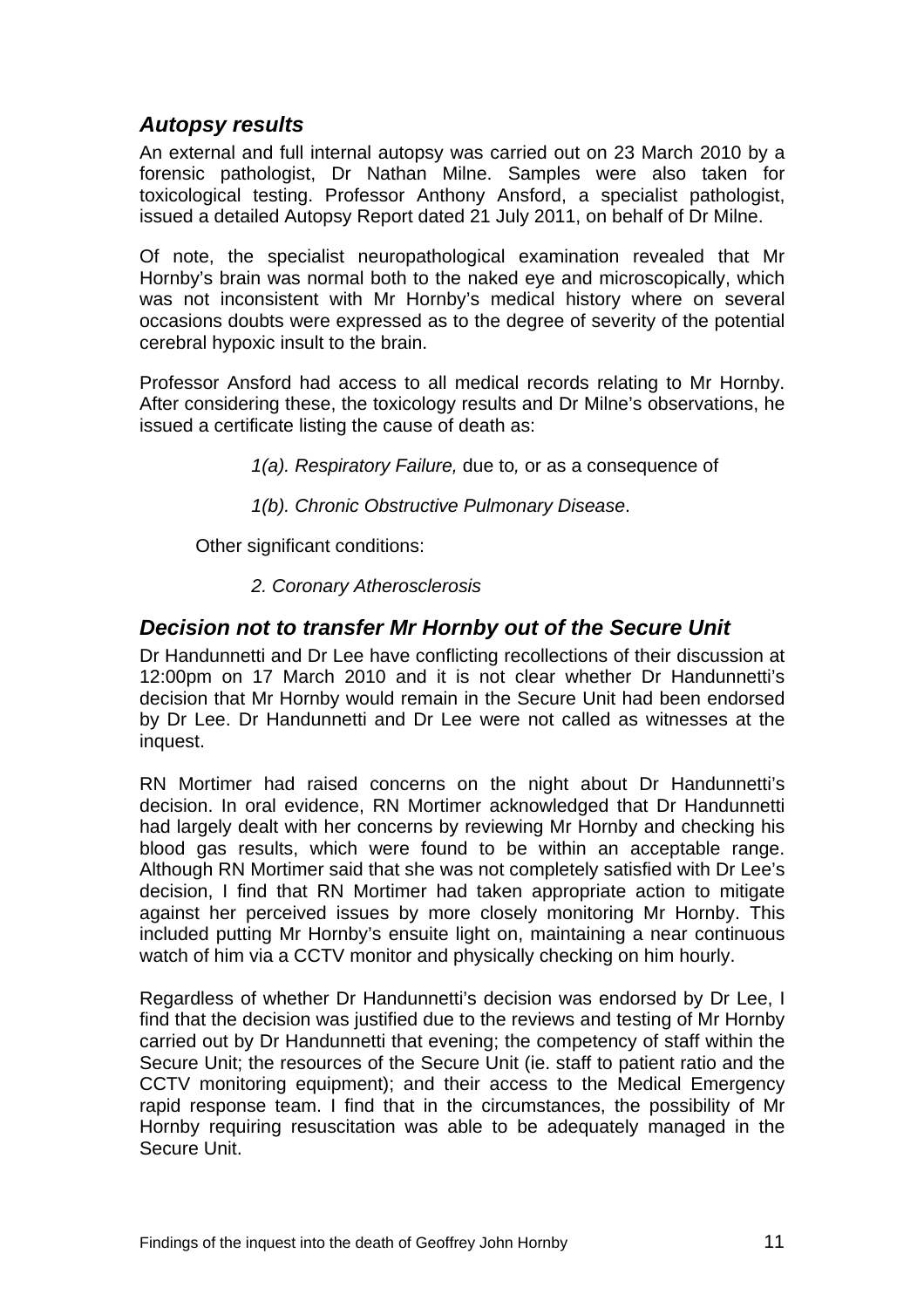### *Autopsy results*

An external and full internal autopsy was carried out on 23 March 2010 by a forensic pathologist, Dr Nathan Milne. Samples were also taken for toxicological testing. Professor Anthony Ansford, a specialist pathologist, issued a detailed Autopsy Report dated 21 July 2011, on behalf of Dr Milne.

Of note, the specialist neuropathological examination revealed that Mr Hornby's brain was normal both to the naked eye and microscopically, which was not inconsistent with Mr Hornby's medical history where on several occasions doubts were expressed as to the degree of severity of the potential cerebral hypoxic insult to the brain.

Professor Ansford had access to all medical records relating to Mr Hornby. After considering these, the toxicology results and Dr Milne's observations, he issued a certificate listing the cause of death as:

> *1(a). Respiratory Failure,* due to*,* or as a consequence of
>
> *1(b). Chronic Obstructive Pulmonary Disease*.

Other significant conditions:

> *2. Coronary Atherosclerosis*

### *Decision not to transfer Mr Hornby out of the Secure Unit*

Dr Handunnetti and Dr Lee have conflicting recollections of their discussion at 12:00pm on 17 March 2010 and it is not clear whether Dr Handunnetti's decision that Mr Hornby would remain in the Secure Unit had been endorsed by Dr Lee. Dr Handunnetti and Dr Lee were not called as witnesses at the inquest.

RN Mortimer had raised concerns on the night about Dr Handunnetti's decision. In oral evidence, RN Mortimer acknowledged that Dr Handunnetti had largely dealt with her concerns by reviewing Mr Hornby and checking his blood gas results, which were found to be within an acceptable range. Although RN Mortimer said that she was not completely satisfied with Dr Lee's decision, I find that RN Mortimer had taken appropriate action to mitigate against her perceived issues by more closely monitoring Mr Hornby. This included putting Mr Hornby's ensuite light on, maintaining a near continuous watch of him via a CCTV monitor and physically checking on him hourly.

Regardless of whether Dr Handunnetti's decision was endorsed by Dr Lee, I find that the decision was justified due to the reviews and testing of Mr Hornby carried out by Dr Handunnetti that evening; the competency of staff within the Secure Unit; the resources of the Secure Unit (ie. staff to patient ratio and the CCTV monitoring equipment); and their access to the Medical Emergency rapid response team. I find that in the circumstances, the possibility of Mr Hornby requiring resuscitation was able to be adequately managed in the Secure Unit.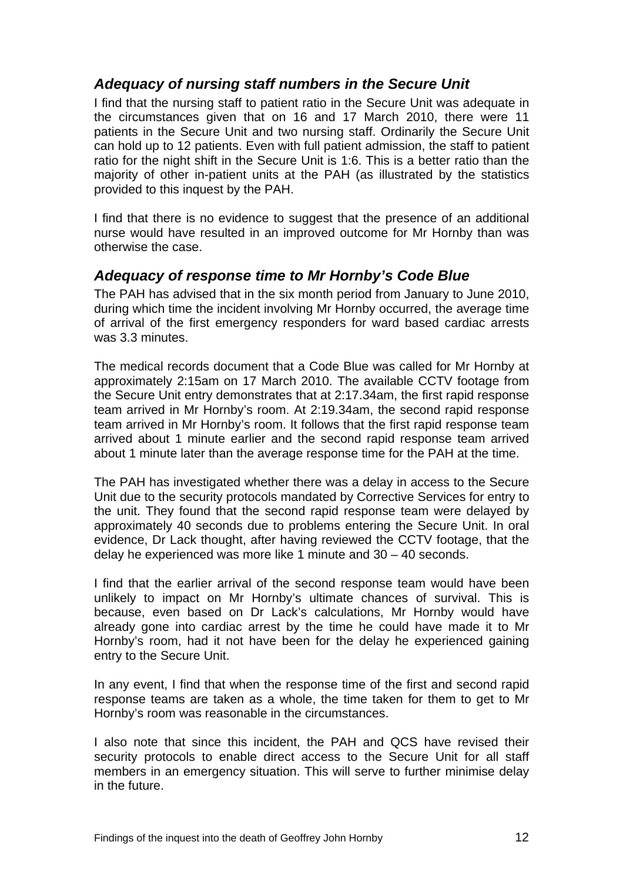### *Adequacy of nursing staff numbers in the Secure Unit*

I find that the nursing staff to patient ratio in the Secure Unit was adequate in the circumstances given that on 16 and 17 March 2010, there were 11 patients in the Secure Unit and two nursing staff. Ordinarily the Secure Unit can hold up to 12 patients. Even with full patient admission, the staff to patient ratio for the night shift in the Secure Unit is 1:6. This is a better ratio than the majority of other in-patient units at the PAH (as illustrated by the statistics provided to this inquest by the PAH.

I find that there is no evidence to suggest that the presence of an additional nurse would have resulted in an improved outcome for Mr Hornby than was otherwise the case.

### *Adequacy of response time to Mr Hornby's Code Blue*

The PAH has advised that in the six month period from January to June 2010, during which time the incident involving Mr Hornby occurred, the average time of arrival of the first emergency responders for ward based cardiac arrests was 3.3 minutes.

The medical records document that a Code Blue was called for Mr Hornby at approximately 2:15am on 17 March 2010. The available CCTV footage from the Secure Unit entry demonstrates that at 2:17.34am, the first rapid response team arrived in Mr Hornby's room. At 2:19.34am, the second rapid response team arrived in Mr Hornby's room. It follows that the first rapid response team arrived about 1 minute earlier and the second rapid response team arrived about 1 minute later than the average response time for the PAH at the time.

The PAH has investigated whether there was a delay in access to the Secure Unit due to the security protocols mandated by Corrective Services for entry to the unit. They found that the second rapid response team were delayed by approximately 40 seconds due to problems entering the Secure Unit. In oral evidence, Dr Lack thought, after having reviewed the CCTV footage, that the delay he experienced was more like 1 minute and 30 – 40 seconds.

I find that the earlier arrival of the second response team would have been unlikely to impact on Mr Hornby's ultimate chances of survival. This is because, even based on Dr Lack's calculations, Mr Hornby would have already gone into cardiac arrest by the time he could have made it to Mr Hornby's room, had it not have been for the delay he experienced gaining entry to the Secure Unit.

In any event, I find that when the response time of the first and second rapid response teams are taken as a whole, the time taken for them to get to Mr Hornby's room was reasonable in the circumstances.

I also note that since this incident, the PAH and QCS have revised their security protocols to enable direct access to the Secure Unit for all staff members in an emergency situation. This will serve to further minimise delay in the future.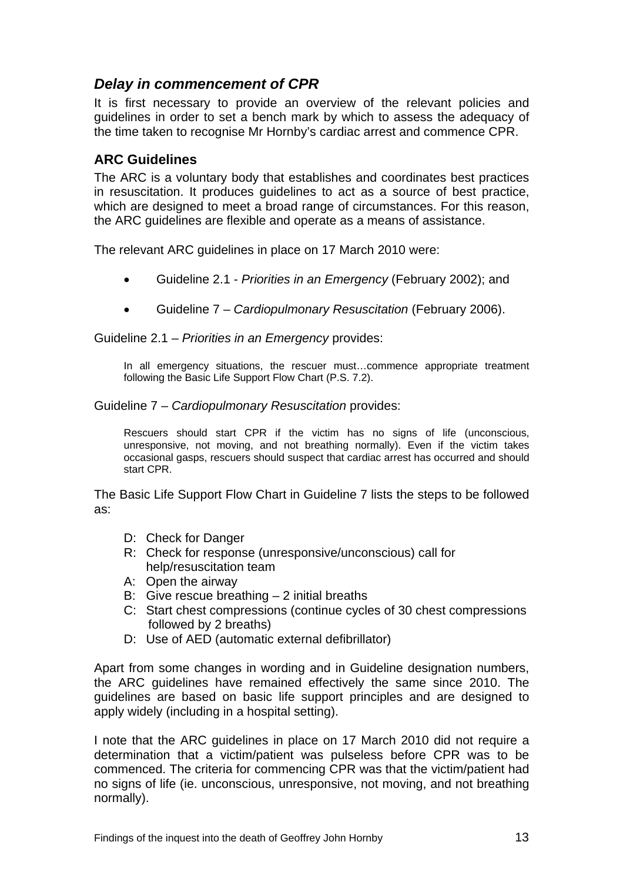## *Delay in commencement of CPR*

It is first necessary to provide an overview of the relevant policies and guidelines in order to set a bench mark by which to assess the adequacy of the time taken to recognise Mr Hornby's cardiac arrest and commence CPR.

### ARC Guidelines

The ARC is a voluntary body that establishes and coordinates best practices in resuscitation. It produces guidelines to act as a source of best practice, which are designed to meet a broad range of circumstances. For this reason, the ARC guidelines are flexible and operate as a means of assistance.

The relevant ARC guidelines in place on 17 March 2010 were:

- Guideline 2.1 - *Priorities in an Emergency* (February 2002); and
- Guideline 7 – *Cardiopulmonary Resuscitation* (February 2006).

Guideline 2.1 – *Priorities in an Emergency* provides:

> In all emergency situations, the rescuer must…commence appropriate treatment following the Basic Life Support Flow Chart (P.S. 7.2).

Guideline 7 – *Cardiopulmonary Resuscitation* provides:

> Rescuers should start CPR if the victim has no signs of life (unconscious, unresponsive, not moving, and not breathing normally). Even if the victim takes occasional gasps, rescuers should suspect that cardiac arrest has occurred and should start CPR.

The Basic Life Support Flow Chart in Guideline 7 lists the steps to be followed as:

- D: Check for Danger
- R: Check for response (unresponsive/unconscious) call for help/resuscitation team
- A: Open the airway
- B: Give rescue breathing – 2 initial breaths
- C: Start chest compressions (continue cycles of 30 chest compressions followed by 2 breaths)
- D: Use of AED (automatic external defibrillator)

Apart from some changes in wording and in Guideline designation numbers, the ARC guidelines have remained effectively the same since 2010. The guidelines are based on basic life support principles and are designed to apply widely (including in a hospital setting).

I note that the ARC guidelines in place on 17 March 2010 did not require a determination that a victim/patient was pulseless before CPR was to be commenced. The criteria for commencing CPR was that the victim/patient had no signs of life (ie. unconscious, unresponsive, not moving, and not breathing normally).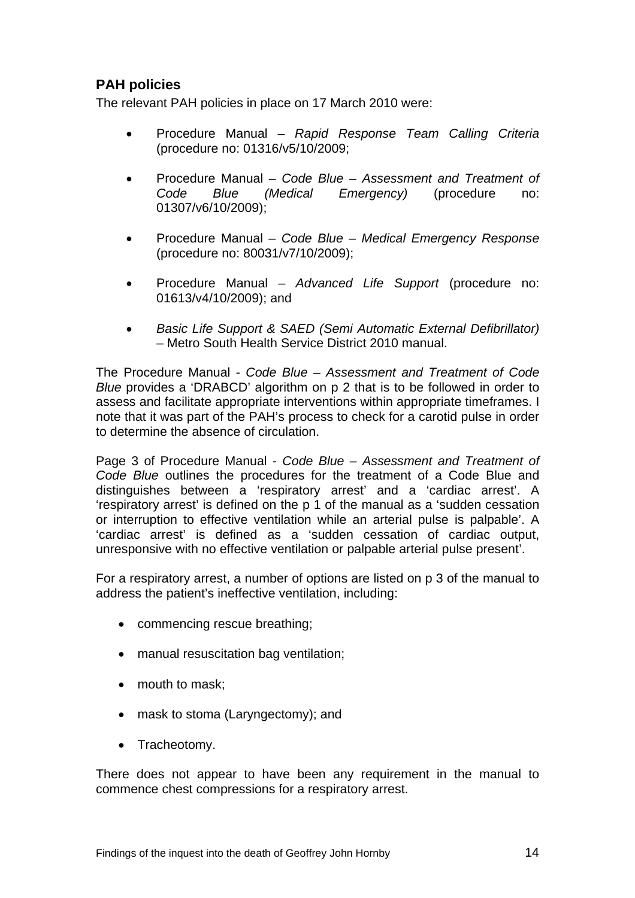## PAH policies

The relevant PAH policies in place on 17 March 2010 were:

- Procedure Manual – *Rapid Response Team Calling Criteria* (procedure no: 01316/v5/10/2009;
- Procedure Manual – *Code Blue – Assessment and Treatment of Code Blue (Medical Emergency)* (procedure no: 01307/v6/10/2009);
- Procedure Manual – *Code Blue – Medical Emergency Response* (procedure no: 80031/v7/10/2009);
- Procedure Manual – *Advanced Life Support* (procedure no: 01613/v4/10/2009); and
- *Basic Life Support & SAED (Semi Automatic External Defibrillator)* – Metro South Health Service District 2010 manual.

The Procedure Manual - *Code Blue – Assessment and Treatment of Code Blue* provides a 'DRABCD' algorithm on p 2 that is to be followed in order to assess and facilitate appropriate interventions within appropriate timeframes. I note that it was part of the PAH's process to check for a carotid pulse in order to determine the absence of circulation.

Page 3 of Procedure Manual - *Code Blue – Assessment and Treatment of Code Blue* outlines the procedures for the treatment of a Code Blue and distinguishes between a 'respiratory arrest' and a 'cardiac arrest'. A 'respiratory arrest' is defined on the p 1 of the manual as a 'sudden cessation or interruption to effective ventilation while an arterial pulse is palpable'. A 'cardiac arrest' is defined as a 'sudden cessation of cardiac output, unresponsive with no effective ventilation or palpable arterial pulse present'.

For a respiratory arrest, a number of options are listed on p 3 of the manual to address the patient's ineffective ventilation, including:

- commencing rescue breathing;
- manual resuscitation bag ventilation;
- mouth to mask;
- mask to stoma (Laryngectomy); and
- Tracheotomy.

There does not appear to have been any requirement in the manual to commence chest compressions for a respiratory arrest.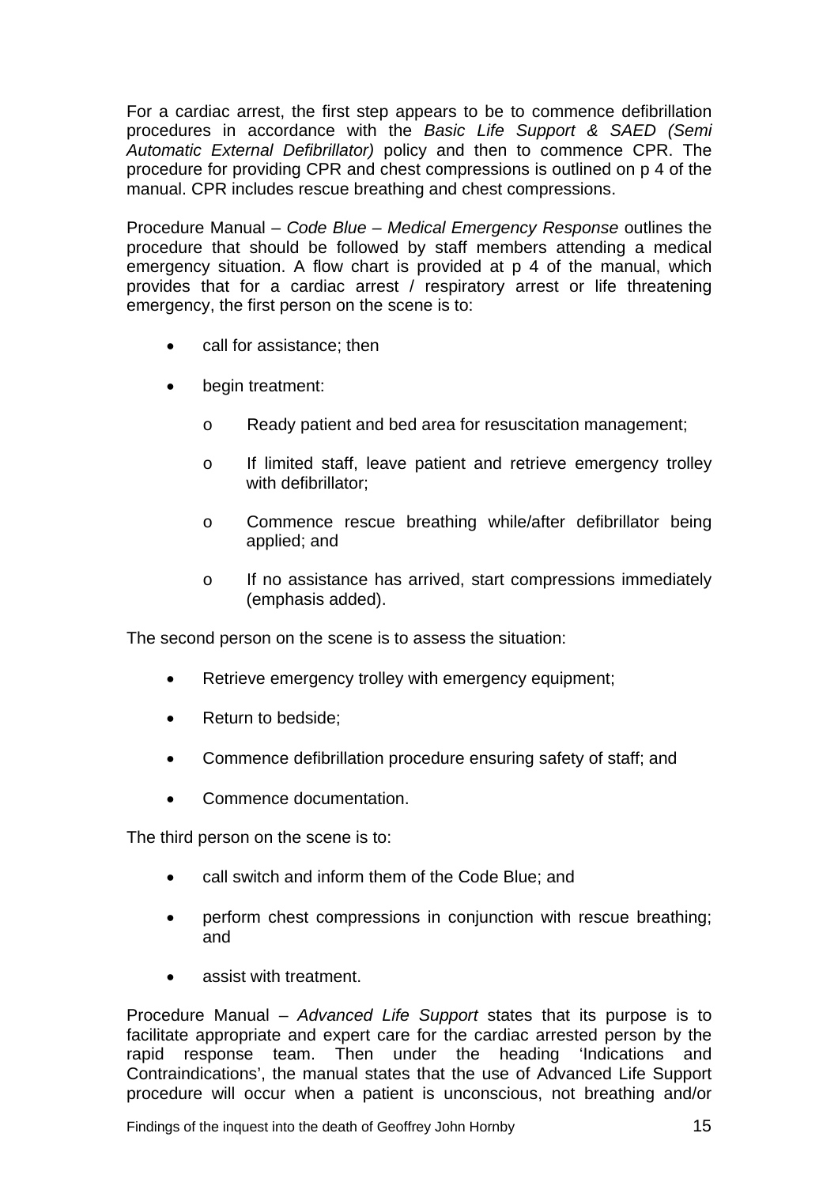For a cardiac arrest, the first step appears to be to commence defibrillation procedures in accordance with the *Basic Life Support & SAED (Semi Automatic External Defibrillator)* policy and then to commence CPR. The procedure for providing CPR and chest compressions is outlined on p 4 of the manual. CPR includes rescue breathing and chest compressions.

Procedure Manual – *Code Blue – Medical Emergency Response* outlines the procedure that should be followed by staff members attending a medical emergency situation. A flow chart is provided at p 4 of the manual, which provides that for a cardiac arrest / respiratory arrest or life threatening emergency, the first person on the scene is to:

- call for assistance; then
- begin treatment:
  - Ready patient and bed area for resuscitation management;
  - If limited staff, leave patient and retrieve emergency trolley with defibrillator;
  - Commence rescue breathing while/after defibrillator being applied; and
  - If no assistance has arrived, start compressions immediately (emphasis added).

The second person on the scene is to assess the situation:

- Retrieve emergency trolley with emergency equipment;
- Return to bedside;
- Commence defibrillation procedure ensuring safety of staff; and
- Commence documentation.

The third person on the scene is to:

- call switch and inform them of the Code Blue; and
- perform chest compressions in conjunction with rescue breathing; and
- assist with treatment.

Procedure Manual – *Advanced Life Support* states that its purpose is to facilitate appropriate and expert care for the cardiac arrested person by the rapid response team. Then under the heading 'Indications and Contraindications', the manual states that the use of Advanced Life Support procedure will occur when a patient is unconscious, not breathing and/or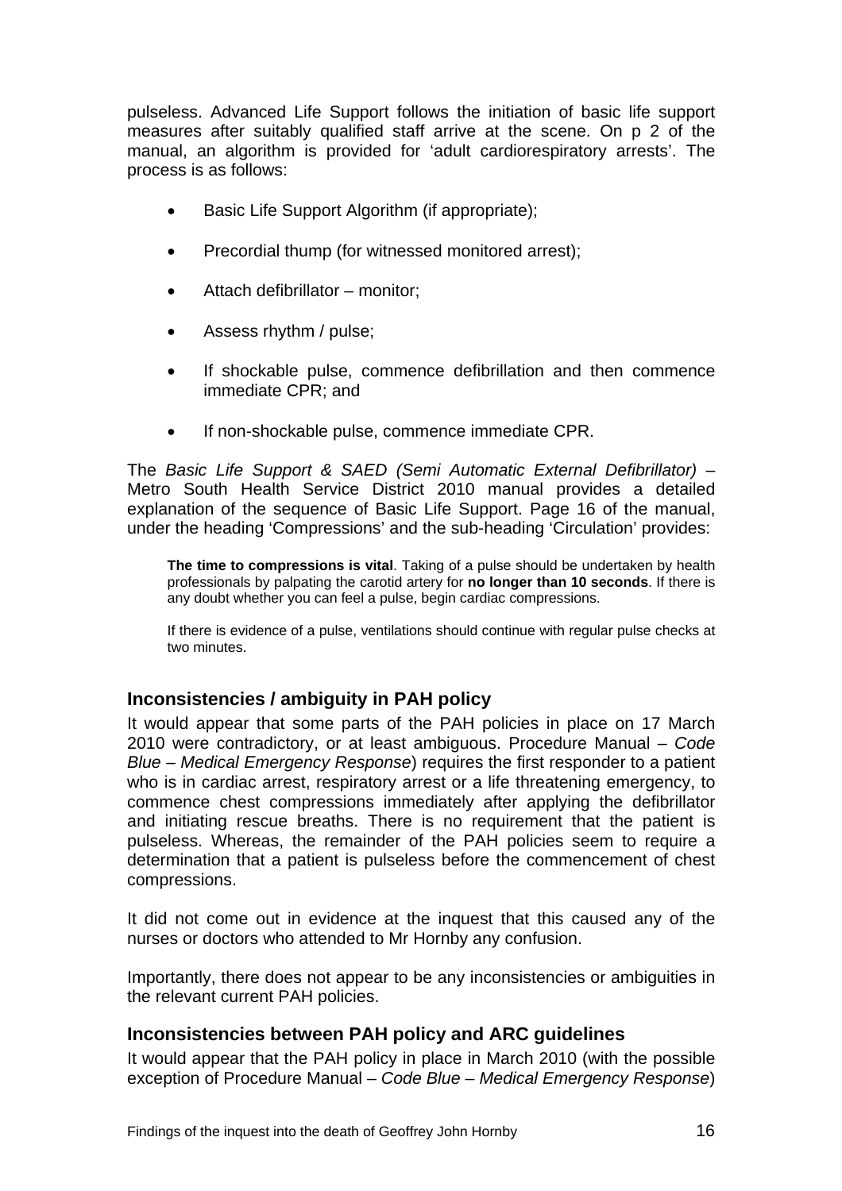pulseless. Advanced Life Support follows the initiation of basic life support measures after suitably qualified staff arrive at the scene. On p 2 of the manual, an algorithm is provided for 'adult cardiorespiratory arrests'. The process is as follows:

- Basic Life Support Algorithm (if appropriate);
- Precordial thump (for witnessed monitored arrest);
- Attach defibrillator – monitor;
- Assess rhythm / pulse;
- If shockable pulse, commence defibrillation and then commence immediate CPR; and
- If non-shockable pulse, commence immediate CPR.

The *Basic Life Support & SAED (Semi Automatic External Defibrillator)* – Metro South Health Service District 2010 manual provides a detailed explanation of the sequence of Basic Life Support. Page 16 of the manual, under the heading 'Compressions' and the sub-heading 'Circulation' provides:

> **The time to compressions is vital**. Taking of a pulse should be undertaken by health professionals by palpating the carotid artery for **no longer than 10 seconds**. If there is any doubt whether you can feel a pulse, begin cardiac compressions.
>
> If there is evidence of a pulse, ventilations should continue with regular pulse checks at two minutes.

## Inconsistencies / ambiguity in PAH policy

It would appear that some parts of the PAH policies in place on 17 March 2010 were contradictory, or at least ambiguous. Procedure Manual – *Code Blue – Medical Emergency Response*) requires the first responder to a patient who is in cardiac arrest, respiratory arrest or a life threatening emergency, to commence chest compressions immediately after applying the defibrillator and initiating rescue breaths. There is no requirement that the patient is pulseless. Whereas, the remainder of the PAH policies seem to require a determination that a patient is pulseless before the commencement of chest compressions.

It did not come out in evidence at the inquest that this caused any of the nurses or doctors who attended to Mr Hornby any confusion.

Importantly, there does not appear to be any inconsistencies or ambiguities in the relevant current PAH policies.

## Inconsistencies between PAH policy and ARC guidelines

It would appear that the PAH policy in place in March 2010 (with the possible exception of Procedure Manual – *Code Blue – Medical Emergency Response*)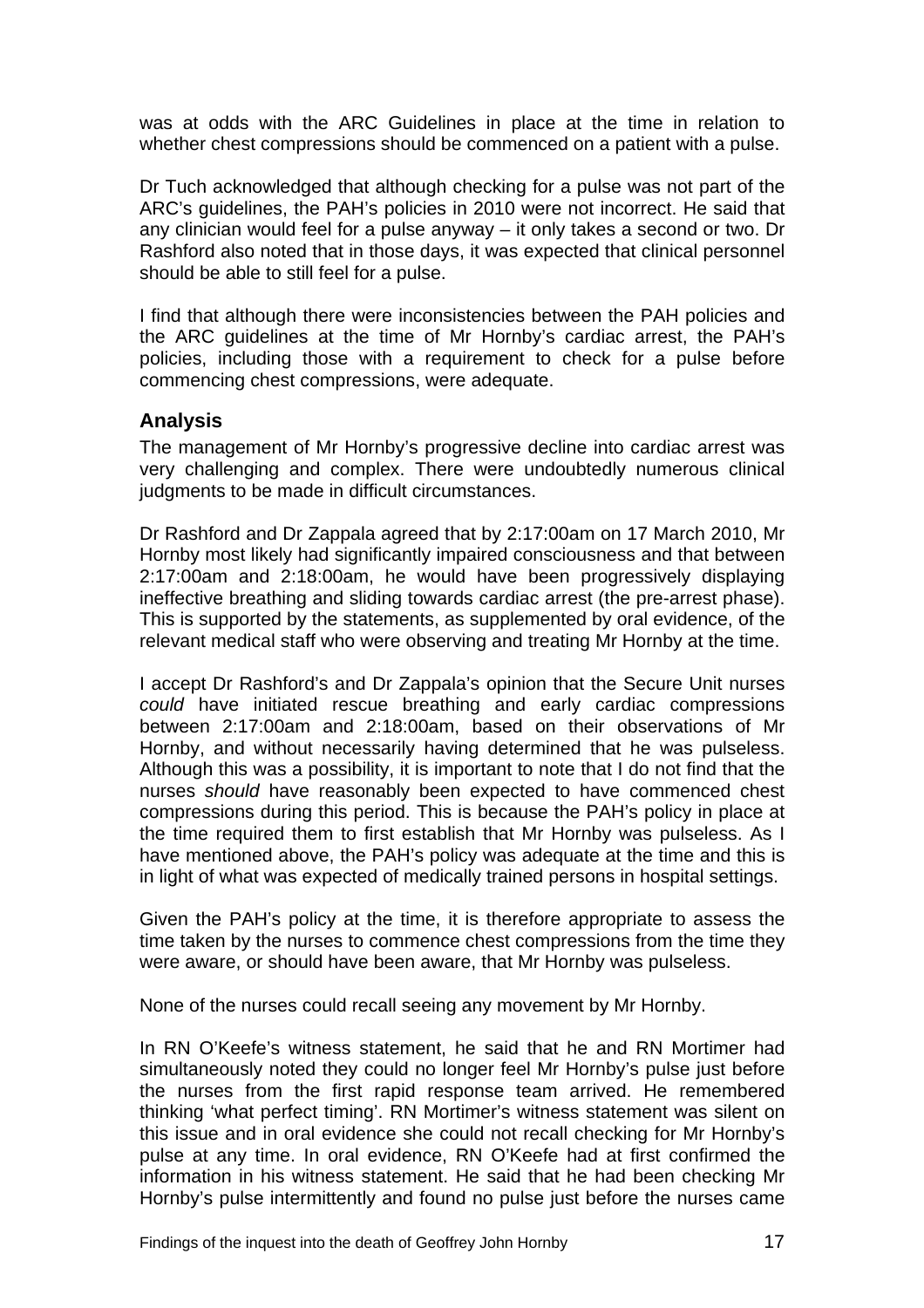was at odds with the ARC Guidelines in place at the time in relation to whether chest compressions should be commenced on a patient with a pulse.

Dr Tuch acknowledged that although checking for a pulse was not part of the ARC's guidelines, the PAH's policies in 2010 were not incorrect. He said that any clinician would feel for a pulse anyway – it only takes a second or two. Dr Rashford also noted that in those days, it was expected that clinical personnel should be able to still feel for a pulse.

I find that although there were inconsistencies between the PAH policies and the ARC guidelines at the time of Mr Hornby's cardiac arrest, the PAH's policies, including those with a requirement to check for a pulse before commencing chest compressions, were adequate.

## Analysis

The management of Mr Hornby's progressive decline into cardiac arrest was very challenging and complex. There were undoubtedly numerous clinical judgments to be made in difficult circumstances.

Dr Rashford and Dr Zappala agreed that by 2:17:00am on 17 March 2010, Mr Hornby most likely had significantly impaired consciousness and that between 2:17:00am and 2:18:00am, he would have been progressively displaying ineffective breathing and sliding towards cardiac arrest (the pre-arrest phase). This is supported by the statements, as supplemented by oral evidence, of the relevant medical staff who were observing and treating Mr Hornby at the time.

I accept Dr Rashford's and Dr Zappala's opinion that the Secure Unit nurses *could* have initiated rescue breathing and early cardiac compressions between 2:17:00am and 2:18:00am, based on their observations of Mr Hornby, and without necessarily having determined that he was pulseless. Although this was a possibility, it is important to note that I do not find that the nurses *should* have reasonably been expected to have commenced chest compressions during this period. This is because the PAH's policy in place at the time required them to first establish that Mr Hornby was pulseless. As I have mentioned above, the PAH's policy was adequate at the time and this is in light of what was expected of medically trained persons in hospital settings.

Given the PAH's policy at the time, it is therefore appropriate to assess the time taken by the nurses to commence chest compressions from the time they were aware, or should have been aware, that Mr Hornby was pulseless.

None of the nurses could recall seeing any movement by Mr Hornby.

In RN O'Keefe's witness statement, he said that he and RN Mortimer had simultaneously noted they could no longer feel Mr Hornby's pulse just before the nurses from the first rapid response team arrived. He remembered thinking 'what perfect timing'. RN Mortimer's witness statement was silent on this issue and in oral evidence she could not recall checking for Mr Hornby's pulse at any time. In oral evidence, RN O'Keefe had at first confirmed the information in his witness statement. He said that he had been checking Mr Hornby's pulse intermittently and found no pulse just before the nurses came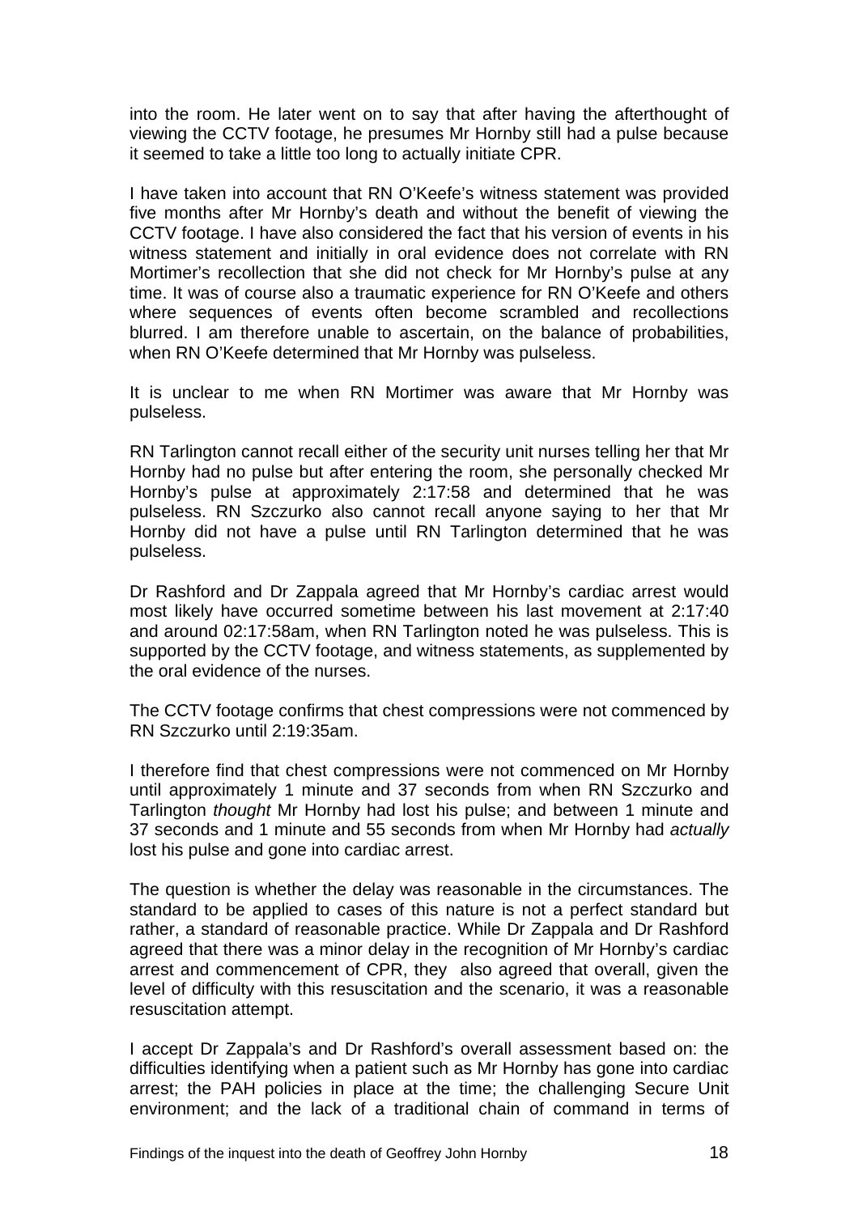into the room. He later went on to say that after having the afterthought of viewing the CCTV footage, he presumes Mr Hornby still had a pulse because it seemed to take a little too long to actually initiate CPR.

I have taken into account that RN O'Keefe's witness statement was provided five months after Mr Hornby's death and without the benefit of viewing the CCTV footage. I have also considered the fact that his version of events in his witness statement and initially in oral evidence does not correlate with RN Mortimer's recollection that she did not check for Mr Hornby's pulse at any time. It was of course also a traumatic experience for RN O'Keefe and others where sequences of events often become scrambled and recollections blurred. I am therefore unable to ascertain, on the balance of probabilities, when RN O'Keefe determined that Mr Hornby was pulseless.

It is unclear to me when RN Mortimer was aware that Mr Hornby was pulseless.

RN Tarlington cannot recall either of the security unit nurses telling her that Mr Hornby had no pulse but after entering the room, she personally checked Mr Hornby's pulse at approximately 2:17:58 and determined that he was pulseless. RN Szczurko also cannot recall anyone saying to her that Mr Hornby did not have a pulse until RN Tarlington determined that he was pulseless.

Dr Rashford and Dr Zappala agreed that Mr Hornby's cardiac arrest would most likely have occurred sometime between his last movement at 2:17:40 and around 02:17:58am, when RN Tarlington noted he was pulseless. This is supported by the CCTV footage, and witness statements, as supplemented by the oral evidence of the nurses.

The CCTV footage confirms that chest compressions were not commenced by RN Szczurko until 2:19:35am.

I therefore find that chest compressions were not commenced on Mr Hornby until approximately 1 minute and 37 seconds from when RN Szczurko and Tarlington *thought* Mr Hornby had lost his pulse; and between 1 minute and 37 seconds and 1 minute and 55 seconds from when Mr Hornby had *actually* lost his pulse and gone into cardiac arrest.

The question is whether the delay was reasonable in the circumstances. The standard to be applied to cases of this nature is not a perfect standard but rather, a standard of reasonable practice. While Dr Zappala and Dr Rashford agreed that there was a minor delay in the recognition of Mr Hornby's cardiac arrest and commencement of CPR, they also agreed that overall, given the level of difficulty with this resuscitation and the scenario, it was a reasonable resuscitation attempt.

I accept Dr Zappala's and Dr Rashford's overall assessment based on: the difficulties identifying when a patient such as Mr Hornby has gone into cardiac arrest; the PAH policies in place at the time; the challenging Secure Unit environment; and the lack of a traditional chain of command in terms of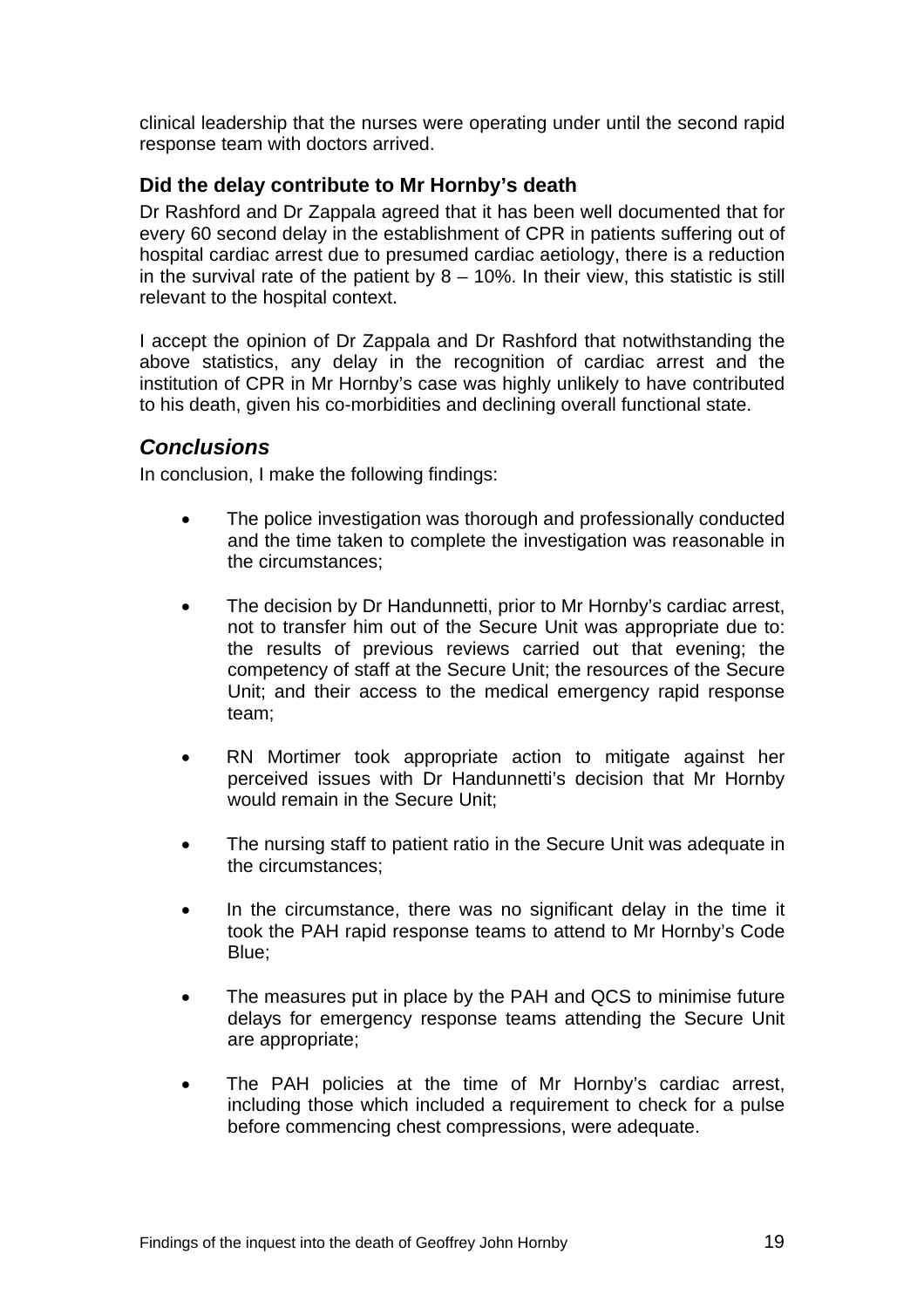clinical leadership that the nurses were operating under until the second rapid response team with doctors arrived.

### Did the delay contribute to Mr Hornby's death

Dr Rashford and Dr Zappala agreed that it has been well documented that for every 60 second delay in the establishment of CPR in patients suffering out of hospital cardiac arrest due to presumed cardiac aetiology, there is a reduction in the survival rate of the patient by 8 – 10%. In their view, this statistic is still relevant to the hospital context.

I accept the opinion of Dr Zappala and Dr Rashford that notwithstanding the above statistics, any delay in the recognition of cardiac arrest and the institution of CPR in Mr Hornby's case was highly unlikely to have contributed to his death, given his co-morbidities and declining overall functional state.

## *Conclusions*

In conclusion, I make the following findings:

- The police investigation was thorough and professionally conducted and the time taken to complete the investigation was reasonable in the circumstances;
- The decision by Dr Handunnetti, prior to Mr Hornby's cardiac arrest, not to transfer him out of the Secure Unit was appropriate due to: the results of previous reviews carried out that evening; the competency of staff at the Secure Unit; the resources of the Secure Unit; and their access to the medical emergency rapid response team;
- RN Mortimer took appropriate action to mitigate against her perceived issues with Dr Handunnetti's decision that Mr Hornby would remain in the Secure Unit;
- The nursing staff to patient ratio in the Secure Unit was adequate in the circumstances;
- In the circumstance, there was no significant delay in the time it took the PAH rapid response teams to attend to Mr Hornby's Code Blue;
- The measures put in place by the PAH and QCS to minimise future delays for emergency response teams attending the Secure Unit are appropriate;
- The PAH policies at the time of Mr Hornby's cardiac arrest, including those which included a requirement to check for a pulse before commencing chest compressions, were adequate.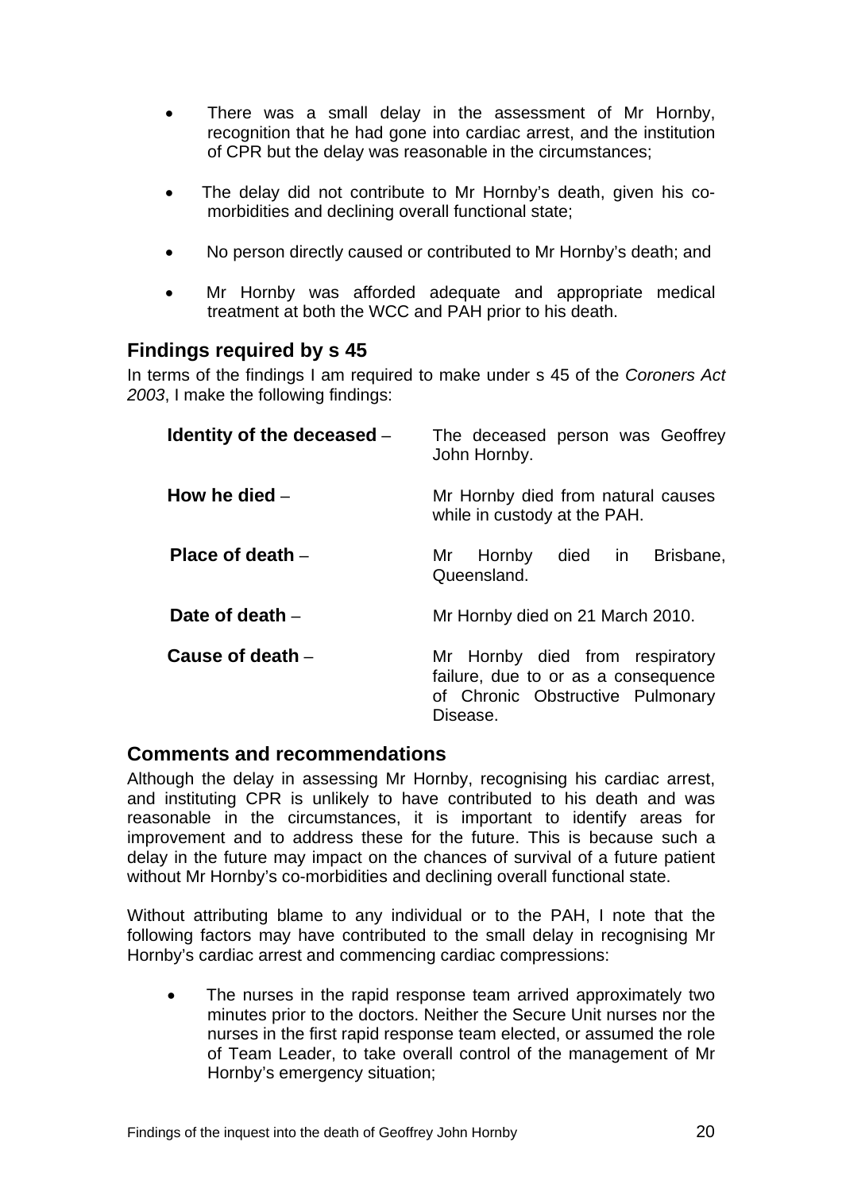- There was a small delay in the assessment of Mr Hornby, recognition that he had gone into cardiac arrest, and the institution of CPR but the delay was reasonable in the circumstances;
- The delay did not contribute to Mr Hornby's death, given his co-morbidities and declining overall functional state;
- No person directly caused or contributed to Mr Hornby's death; and
- Mr Hornby was afforded adequate and appropriate medical treatment at both the WCC and PAH prior to his death.

## Findings required by s 45

In terms of the findings I am required to make under s 45 of the *Coroners Act 2003*, I make the following findings:

| | |
|---|---|
| **Identity of the deceased** – | The deceased person was Geoffrey John Hornby. |
| **How he died** – | Mr Hornby died from natural causes while in custody at the PAH. |
| **Place of death** – | Mr Hornby died in Brisbane, Queensland. |
| **Date of death** – | Mr Hornby died on 21 March 2010. |
| **Cause of death** – | Mr Hornby died from respiratory failure, due to or as a consequence of Chronic Obstructive Pulmonary Disease. |

## Comments and recommendations

Although the delay in assessing Mr Hornby, recognising his cardiac arrest, and instituting CPR is unlikely to have contributed to his death and was reasonable in the circumstances, it is important to identify areas for improvement and to address these for the future. This is because such a delay in the future may impact on the chances of survival of a future patient without Mr Hornby's co-morbidities and declining overall functional state.

Without attributing blame to any individual or to the PAH, I note that the following factors may have contributed to the small delay in recognising Mr Hornby's cardiac arrest and commencing cardiac compressions:

- The nurses in the rapid response team arrived approximately two minutes prior to the doctors. Neither the Secure Unit nurses nor the nurses in the first rapid response team elected, or assumed the role of Team Leader, to take overall control of the management of Mr Hornby's emergency situation;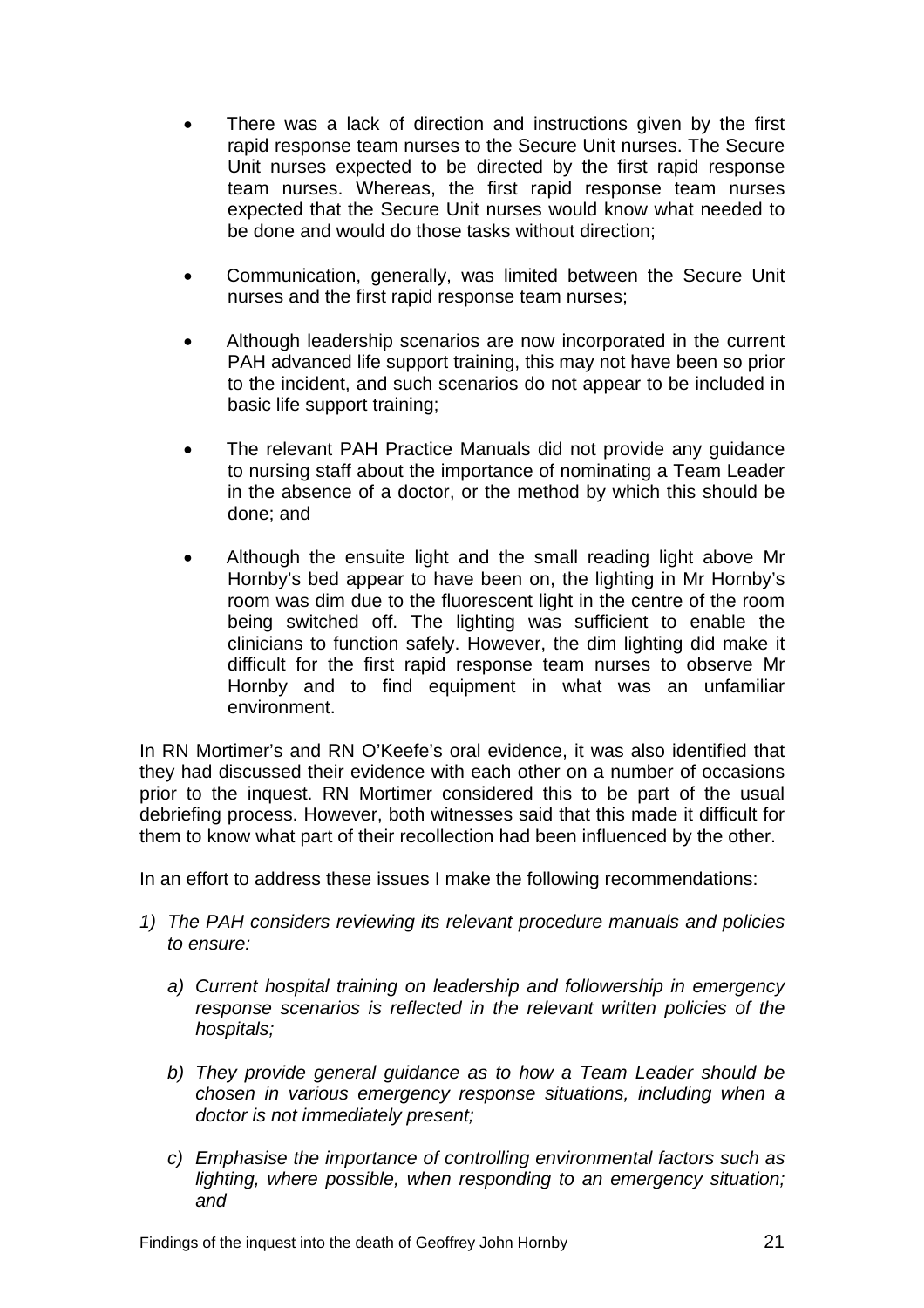- There was a lack of direction and instructions given by the first rapid response team nurses to the Secure Unit nurses. The Secure Unit nurses expected to be directed by the first rapid response team nurses. Whereas, the first rapid response team nurses expected that the Secure Unit nurses would know what needed to be done and would do those tasks without direction;

- Communication, generally, was limited between the Secure Unit nurses and the first rapid response team nurses;

- Although leadership scenarios are now incorporated in the current PAH advanced life support training, this may not have been so prior to the incident, and such scenarios do not appear to be included in basic life support training;

- The relevant PAH Practice Manuals did not provide any guidance to nursing staff about the importance of nominating a Team Leader in the absence of a doctor, or the method by which this should be done; and

- Although the ensuite light and the small reading light above Mr Hornby's bed appear to have been on, the lighting in Mr Hornby's room was dim due to the fluorescent light in the centre of the room being switched off. The lighting was sufficient to enable the clinicians to function safely. However, the dim lighting did make it difficult for the first rapid response team nurses to observe Mr Hornby and to find equipment in what was an unfamiliar environment.

In RN Mortimer's and RN O'Keefe's oral evidence, it was also identified that they had discussed their evidence with each other on a number of occasions prior to the inquest. RN Mortimer considered this to be part of the usual debriefing process. However, both witnesses said that this made it difficult for them to know what part of their recollection had been influenced by the other.

In an effort to address these issues I make the following recommendations:

1) *The PAH considers reviewing its relevant procedure manuals and policies to ensure:*

   a) *Current hospital training on leadership and followership in emergency response scenarios is reflected in the relevant written policies of the hospitals;*

   b) *They provide general guidance as to how a Team Leader should be chosen in various emergency response situations, including when a doctor is not immediately present;*

   c) *Emphasise the importance of controlling environmental factors such as lighting, where possible, when responding to an emergency situation; and*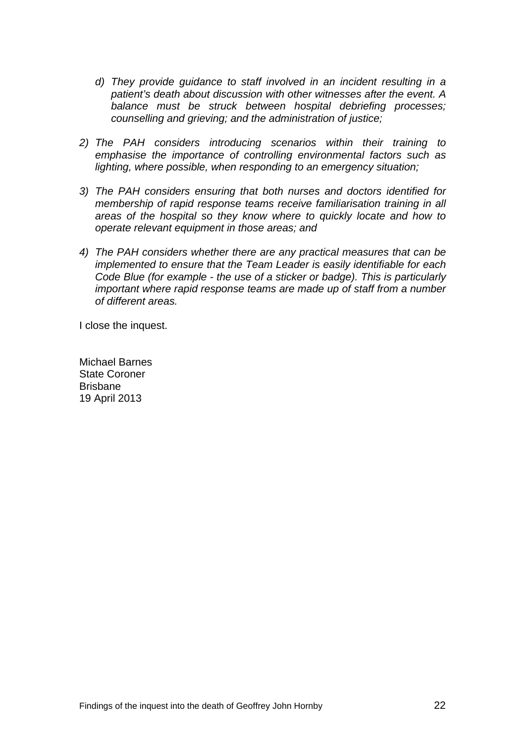d) *They provide guidance to staff involved in an incident resulting in a patient's death about discussion with other witnesses after the event. A balance must be struck between hospital debriefing processes; counselling and grieving; and the administration of justice;*

2) *The PAH considers introducing scenarios within their training to emphasise the importance of controlling environmental factors such as lighting, where possible, when responding to an emergency situation;*

3) *The PAH considers ensuring that both nurses and doctors identified for membership of rapid response teams receive familiarisation training in all areas of the hospital so they know where to quickly locate and how to operate relevant equipment in those areas; and*

4) *The PAH considers whether there are any practical measures that can be implemented to ensure that the Team Leader is easily identifiable for each Code Blue (for example - the use of a sticker or badge). This is particularly important where rapid response teams are made up of staff from a number of different areas.*

I close the inquest.

Michael Barnes
State Coroner
Brisbane
19 April 2013